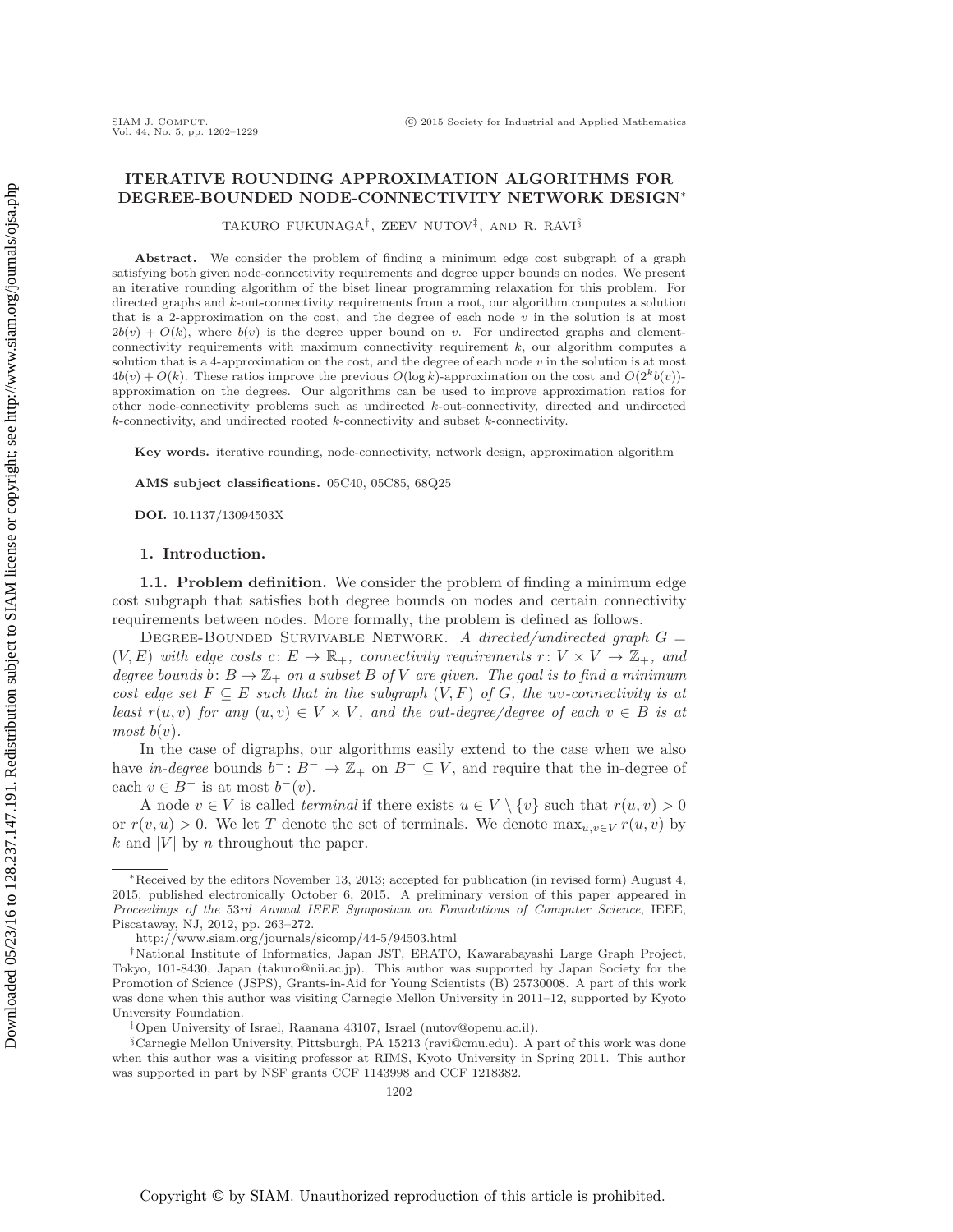# ITERATIVE ROUNDING APPROXIMATION ALGORITHMS FOR DEGREE-BOUNDED NODE-CONNECTIVITY NETWORK DESIGN*

TAKURO FUKUNAGA[†], ZEEV NUTOV[‡], AND R. RAVI[§]

**Abstract.** We consider the problem of finding a minimum edge cost subgraph of a graph satisfying both given node-connectivity requirements and degree upper bounds on nodes. We present an iterative rounding algorithm of the biset linear programming relaxation for this problem. For directed graphs and $k$-out-connectivity requirements from a root, our algorithm computes a solution that is a 2-approximation on the cost, and the degree of each node $v$ in the solution is at most $2b(v) + O(k)$, where $b(v)$ is the degree upper bound on $v$. For undirected graphs and element-connectivity requirements with maximum connectivity requirement $k$, our algorithm computes a solution that is a 4-approximation on the cost, and the degree of each node $v$ in the solution is at most $4b(v) + O(k)$. These ratios improve the previous $O(\log k)$-approximation on the cost and $O(2^k b(v))$-approximation on the degrees. Our algorithms can be used to improve approximation ratios for other node-connectivity problems such as undirected $k$-out-connectivity, directed and undirected $k$-connectivity, and undirected rooted $k$-connectivity and subset $k$-connectivity.

**Key words.** iterative rounding, node-connectivity, network design, approximation algorithm

**AMS subject classifications.** 05C40, 05C85, 68Q25

**DOI.** 10.1137/13094503X

## 1. Introduction.

### 1.1. Problem definition.

We consider the problem of finding a minimum edge cost subgraph that satisfies both degree bounds on nodes and certain connectivity requirements between nodes. More formally, the problem is defined as follows.

Degree-Bounded Survivable Network. *A directed/undirected graph $G = (V, E)$ with edge costs $c\colon E \to \mathbb{R}_+$, connectivity requirements $r\colon V \times V \to \mathbb{Z}_+$, and degree bounds $b\colon B \to \mathbb{Z}_+$ on a subset $B$ of $V$ are given. The goal is to find a minimum cost edge set $F \subseteq E$ such that in the subgraph $(V, F)$ of $G$, the $uv$-connectivity is at least $r(u, v)$ for any $(u, v) \in V \times V$, and the out-degree/degree of each $v \in B$ is at most $b(v)$.*

In the case of digraphs, our algorithms easily extend to the case when we also have *in-degree* bounds $b^-\colon B^- \to \mathbb{Z}_+$ on $B^- \subseteq V$, and require that the in-degree of each $v \in B^-$ is at most $b^-(v)$.

A node $v \in V$ is called *terminal* if there exists $u \in V \setminus \{v\}$ such that $r(u, v) > 0$ or $r(v, u) > 0$. We let $T$ denote the set of terminals. We denote $\max_{u,v \in V} r(u, v)$ by $k$ and $|V|$ by $n$ throughout the paper.

---

*Received by the editors November 13, 2013; accepted for publication (in revised form) August 4, 2015; published electronically October 6, 2015. A preliminary version of this paper appeared in *Proceedings of the 53rd Annual IEEE Symposium on Foundations of Computer Science*, IEEE, Piscataway, NJ, 2012, pp. 263–272.

http://www.siam.org/journals/sicomp/44-5/94503.html

[†]National Institute of Informatics, Japan JST, ERATO, Kawarabayashi Large Graph Project, Tokyo, 101-8430, Japan (takuro@nii.ac.jp). This author was supported by Japan Society for the Promotion of Science (JSPS), Grants-in-Aid for Young Scientists (B) 25730008. A part of this work was done when this author was visiting Carnegie Mellon University in 2011–12, supported by Kyoto University Foundation.

[‡]Open University of Israel, Raanana 43107, Israel (nutov@openu.ac.il).

[§]Carnegie Mellon University, Pittsburgh, PA 15213 (ravi@cmu.edu). A part of this work was done when this author was a visiting professor at RIMS, Kyoto University in Spring 2011. This author was supported in part by NSF grants CCF 1143998 and CCF 1218382.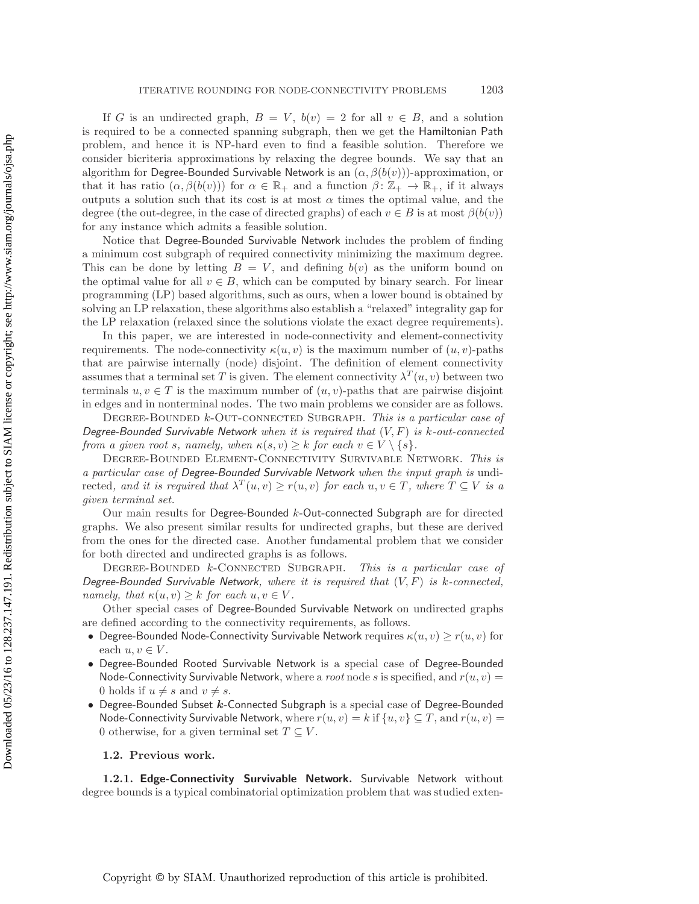If $G$ is an undirected graph, $B = V$, $b(v) = 2$ for all $v \in B$, and a solution is required to be a connected spanning subgraph, then we get the Hamiltonian Path problem, and hence it is NP-hard even to find a feasible solution. Therefore we consider bicriteria approximations by relaxing the degree bounds. We say that an algorithm for Degree-Bounded Survivable Network is an $(\alpha, \beta(b(v)))$-approximation, or that it has ratio $(\alpha, \beta(b(v)))$ for $\alpha \in \mathbb{R}_+$ and a function $\beta \colon \mathbb{Z}_+ \to \mathbb{R}_+$, if it always outputs a solution such that its cost is at most $\alpha$ times the optimal value, and the degree (the out-degree, in the case of directed graphs) of each $v \in B$ is at most $\beta(b(v))$ for any instance which admits a feasible solution.

Notice that Degree-Bounded Survivable Network includes the problem of finding a minimum cost subgraph of required connectivity minimizing the maximum degree. This can be done by letting $B = V$, and defining $b(v)$ as the uniform bound on the optimal value for all $v \in B$, which can be computed by binary search. For linear programming (LP) based algorithms, such as ours, when a lower bound is obtained by solving an LP relaxation, these algorithms also establish a "relaxed" integrality gap for the LP relaxation (relaxed since the solutions violate the exact degree requirements).

In this paper, we are interested in node-connectivity and element-connectivity requirements. The node-connectivity $\kappa(u, v)$ is the maximum number of $(u, v)$-paths that are pairwise internally (node) disjoint. The definition of element connectivity assumes that a terminal set $T$ is given. The element connectivity $\lambda^T(u, v)$ between two terminals $u, v \in T$ is the maximum number of $(u, v)$-paths that are pairwise disjoint in edges and in nonterminal nodes. The two main problems we consider are as follows.

Degree-Bounded $k$-Out-connected Subgraph. *This is a particular case of Degree-Bounded Survivable Network when it is required that $(V, F)$ is $k$-out-connected from a given root $s$, namely, when $\kappa(s, v) \geq k$ for each $v \in V \setminus \{s\}$.*

Degree-Bounded Element-Connectivity Survivable Network. *This is a particular case of Degree-Bounded Survivable Network when the input graph is* undirected, *and it is required that $\lambda^T(u, v) \geq r(u, v)$ for each $u, v \in T$, where $T \subseteq V$ is a given terminal set.*

Our main results for Degree-Bounded $k$-Out-connected Subgraph are for directed graphs. We also present similar results for undirected graphs, but these are derived from the ones for the directed case. Another fundamental problem that we consider for both directed and undirected graphs is as follows.

Degree-Bounded $k$-Connected Subgraph. *This is a particular case of Degree-Bounded Survivable Network, where it is required that $(V, F)$ is $k$-connected, namely, that $\kappa(u, v) \geq k$ for each $u, v \in V$.*

Other special cases of Degree-Bounded Survivable Network on undirected graphs are defined according to the connectivity requirements, as follows.

- Degree-Bounded Node-Connectivity Survivable Network requires $\kappa(u, v) \geq r(u, v)$ for each $u, v \in V$.
- Degree-Bounded Rooted Survivable Network is a special case of Degree-Bounded Node-Connectivity Survivable Network, where a *root* node $s$ is specified, and $r(u, v) = 0$ holds if $u \neq s$ and $v \neq s$.
- Degree-Bounded Subset $k$-Connected Subgraph is a special case of Degree-Bounded Node-Connectivity Survivable Network, where $r(u, v) = k$ if $\{u, v\} \subseteq T$, and $r(u, v) = 0$ otherwise, for a given terminal set $T \subseteq V$.

### 1.2. Previous work.

#### 1.2.1. Edge-Connectivity Survivable Network.

Survivable Network without degree bounds is a typical combinatorial optimization problem that was studied exten-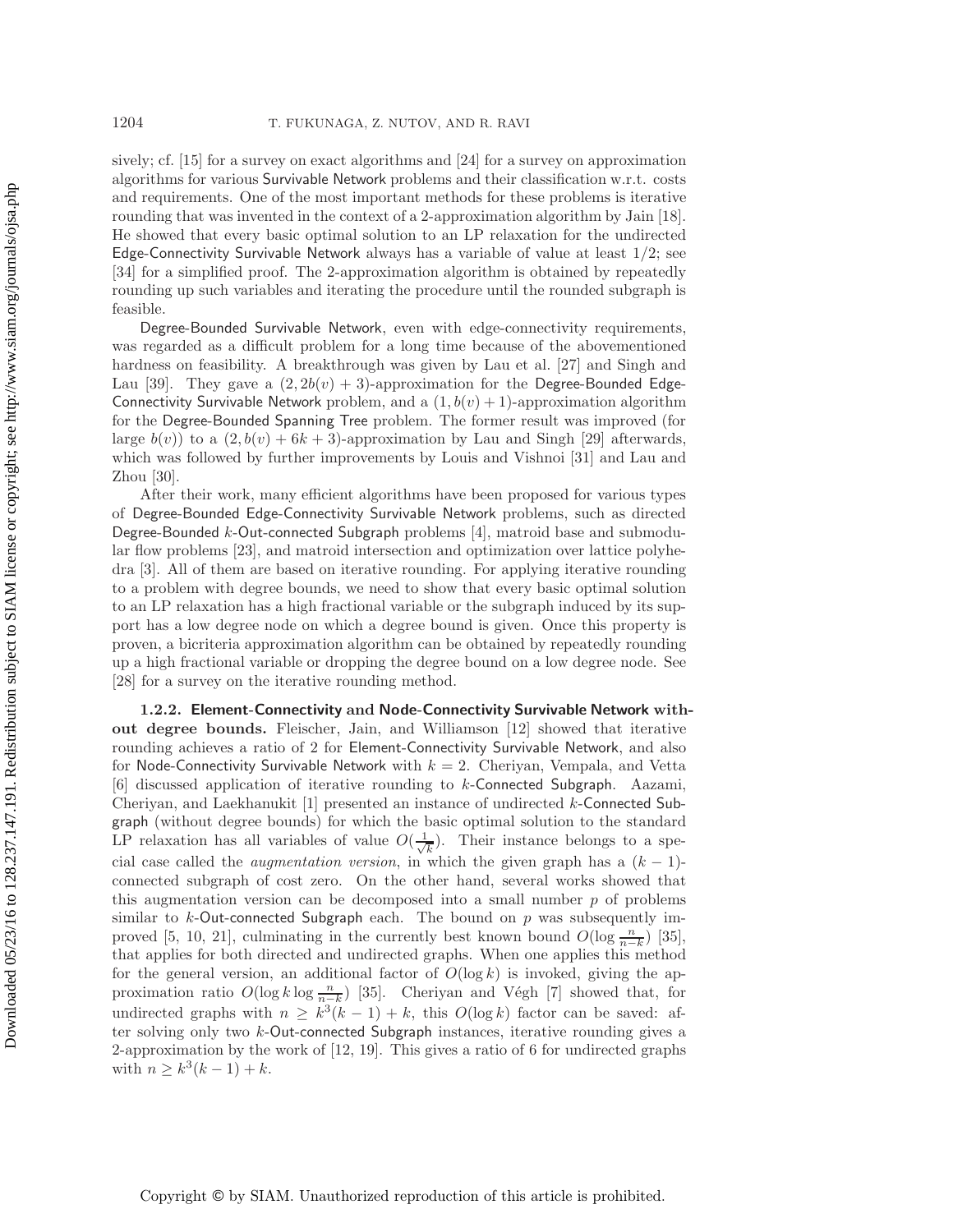sively; cf. [15] for a survey on exact algorithms and [24] for a survey on approximation algorithms for various Survivable Network problems and their classification w.r.t. costs and requirements. One of the most important methods for these problems is iterative rounding that was invented in the context of a 2-approximation algorithm by Jain [18]. He showed that every basic optimal solution to an LP relaxation for the undirected Edge-Connectivity Survivable Network always has a variable of value at least $1/2$; see [34] for a simplified proof. The 2-approximation algorithm is obtained by repeatedly rounding up such variables and iterating the procedure until the rounded subgraph is feasible.

Degree-Bounded Survivable Network, even with edge-connectivity requirements, was regarded as a difficult problem for a long time because of the abovementioned hardness on feasibility. A breakthrough was given by Lau et al. [27] and Singh and Lau [39]. They gave a $(2, 2b(v) + 3)$-approximation for the Degree-Bounded Edge-Connectivity Survivable Network problem, and a $(1, b(v) + 1)$-approximation algorithm for the Degree-Bounded Spanning Tree problem. The former result was improved (for large $b(v)$) to a $(2, b(v) + 6k + 3)$-approximation by Lau and Singh [29] afterwards, which was followed by further improvements by Louis and Vishnoi [31] and Lau and Zhou [30].

After their work, many efficient algorithms have been proposed for various types of Degree-Bounded Edge-Connectivity Survivable Network problems, such as directed Degree-Bounded $k$-Out-connected Subgraph problems [4], matroid base and submodular flow problems [23], and matroid intersection and optimization over lattice polyhedra [3]. All of them are based on iterative rounding. For applying iterative rounding to a problem with degree bounds, we need to show that every basic optimal solution to an LP relaxation has a high fractional variable or the subgraph induced by its support has a low degree node on which a degree bound is given. Once this property is proven, a bicriteria approximation algorithm can be obtained by repeatedly rounding up a high fractional variable or dropping the degree bound on a low degree node. See [28] for a survey on the iterative rounding method.

**1.2.2. Element-Connectivity and Node-Connectivity Survivable Network without degree bounds.** Fleischer, Jain, and Williamson [12] showed that iterative rounding achieves a ratio of 2 for Element-Connectivity Survivable Network, and also for Node-Connectivity Survivable Network with $k = 2$. Cheriyan, Vempala, and Vetta [6] discussed application of iterative rounding to $k$-Connected Subgraph. Aazami, Cheriyan, and Laekhanukit [1] presented an instance of undirected $k$-Connected Subgraph (without degree bounds) for which the basic optimal solution to the standard LP relaxation has all variables of value $O(\frac{1}{\sqrt{k}})$. Their instance belongs to a special case called the *augmentation version*, in which the given graph has a $(k-1)$-connected subgraph of cost zero. On the other hand, several works showed that this augmentation version can be decomposed into a small number $p$ of problems similar to $k$-Out-connected Subgraph each. The bound on $p$ was subsequently improved [5, 10, 21], culminating in the currently best known bound $O(\log \frac{n}{n-k})$ [35], that applies for both directed and undirected graphs. When one applies this method for the general version, an additional factor of $O(\log k)$ is invoked, giving the approximation ratio $O(\log k \log \frac{n}{n-k})$ [35]. Cheriyan and Végh [7] showed that, for undirected graphs with $n \geq k^3(k-1) + k$, this $O(\log k)$ factor can be saved: after solving only two $k$-Out-connected Subgraph instances, iterative rounding gives a 2-approximation by the work of [12, 19]. This gives a ratio of 6 for undirected graphs with $n \geq k^3(k-1) + k$.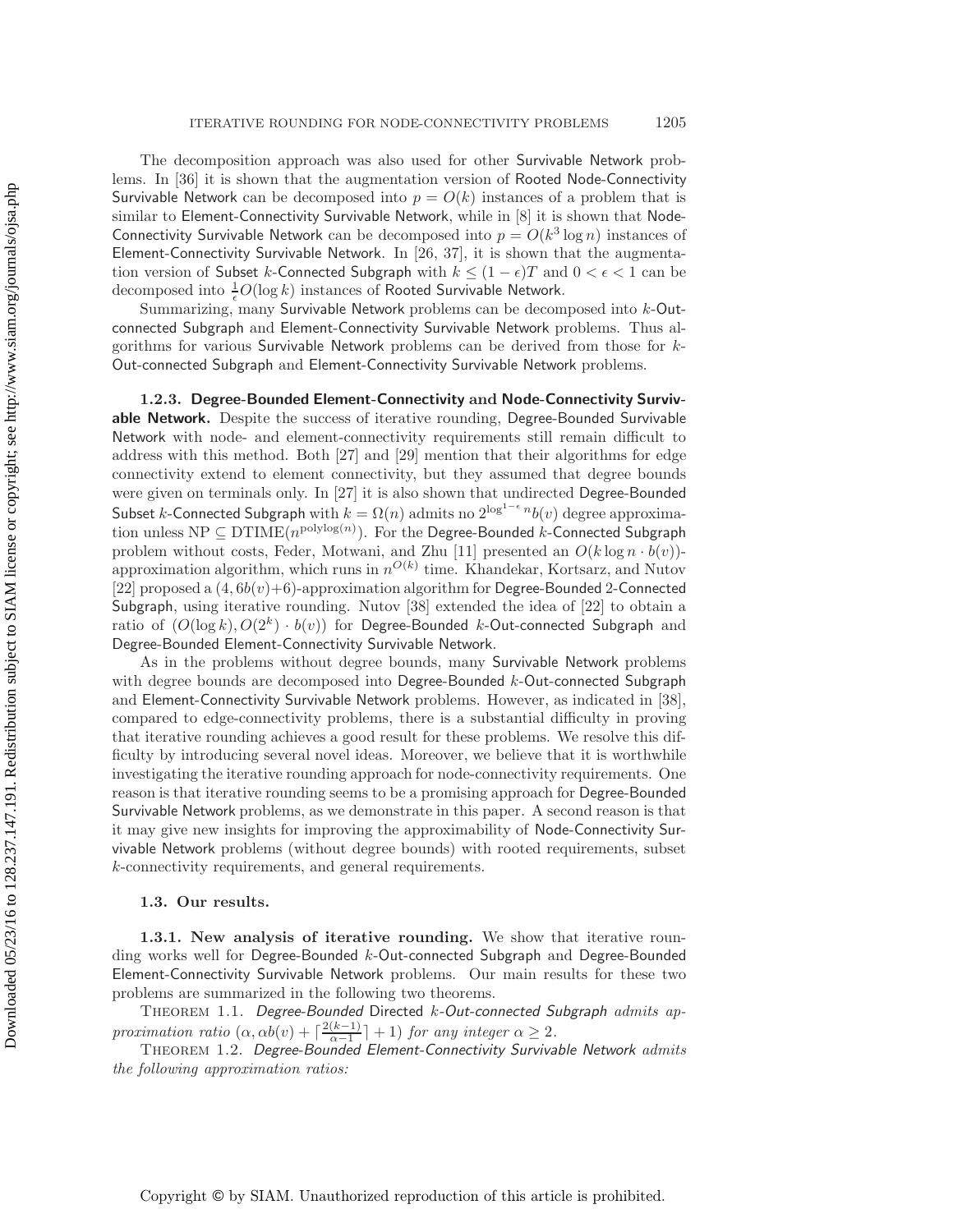The decomposition approach was also used for other Survivable Network problems. In [36] it is shown that the augmentation version of Rooted Node-Connectivity Survivable Network can be decomposed into $p = O(k)$ instances of a problem that is similar to Element-Connectivity Survivable Network, while in [8] it is shown that Node-Connectivity Survivable Network can be decomposed into $p = O(k^3 \log n)$ instances of Element-Connectivity Survivable Network. In [26, 37], it is shown that the augmentation version of Subset $k$-Connected Subgraph with $k \leq (1-\epsilon)T$ and $0 < \epsilon < 1$ can be decomposed into $\frac{1}{\epsilon}O(\log k)$ instances of Rooted Survivable Network.

Summarizing, many Survivable Network problems can be decomposed into $k$-Out-connected Subgraph and Element-Connectivity Survivable Network problems. Thus algorithms for various Survivable Network problems can be derived from those for $k$-Out-connected Subgraph and Element-Connectivity Survivable Network problems.

#### 1.2.3. Degree-Bounded Element-Connectivity and Node-Connectivity Survivable Network.

Despite the success of iterative rounding, Degree-Bounded Survivable Network with node- and element-connectivity requirements still remain difficult to address with this method. Both [27] and [29] mention that their algorithms for edge connectivity extend to element connectivity, but they assumed that degree bounds were given on terminals only. In [27] it is also shown that undirected Degree-Bounded Subset $k$-Connected Subgraph with $k = \Omega(n)$ admits no $2^{\log^{1-\epsilon} n} b(v)$ degree approximation unless $\mathrm{NP} \subseteq \mathrm{DTIME}(n^{\mathrm{polylog}(n)})$. For the Degree-Bounded $k$-Connected Subgraph problem without costs, Feder, Motwani, and Zhu [11] presented an $O(k \log n \cdot b(v))$-approximation algorithm, which runs in $n^{O(k)}$ time. Khandekar, Kortsarz, and Nutov [22] proposed a $(4, 6b(v)+6)$-approximation algorithm for Degree-Bounded 2-Connected Subgraph, using iterative rounding. Nutov [38] extended the idea of [22] to obtain a ratio of $(O(\log k), O(2^k) \cdot b(v))$ for Degree-Bounded $k$-Out-connected Subgraph and Degree-Bounded Element-Connectivity Survivable Network.

As in the problems without degree bounds, many Survivable Network problems with degree bounds are decomposed into Degree-Bounded $k$-Out-connected Subgraph and Element-Connectivity Survivable Network problems. However, as indicated in [38], compared to edge-connectivity problems, there is a substantial difficulty in proving that iterative rounding achieves a good result for these problems. We resolve this difficulty by introducing several novel ideas. Moreover, we believe that it is worthwhile investigating the iterative rounding approach for node-connectivity requirements. One reason is that iterative rounding seems to be a promising approach for Degree-Bounded Survivable Network problems, as we demonstrate in this paper. A second reason is that it may give new insights for improving the approximability of Node-Connectivity Survivable Network problems (without degree bounds) with rooted requirements, subset $k$-connectivity requirements, and general requirements.

### 1.3. Our results.

#### 1.3.1. New analysis of iterative rounding.

We show that iterative rounding works well for Degree-Bounded $k$-Out-connected Subgraph and Degree-Bounded Element-Connectivity Survivable Network problems. Our main results for these two problems are summarized in the following two theorems.

THEOREM 1.1. *Degree-Bounded Directed $k$-Out-connected Subgraph admits approximation ratio $(\alpha, \alpha b(v) + \lceil \frac{2(k-1)}{\alpha-1} \rceil + 1)$ for any integer $\alpha \geq 2$.*

THEOREM 1.2. *Degree-Bounded Element-Connectivity Survivable Network admits the following approximation ratios:*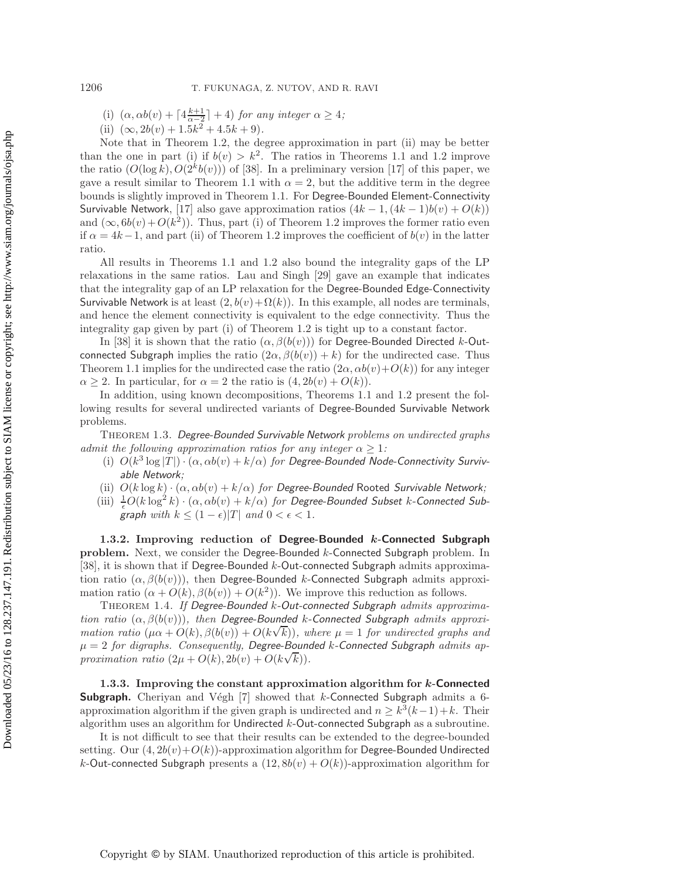(i) $(\alpha, \alpha b(v) + \lceil 4\frac{k+1}{\alpha-2} \rceil + 4)$ *for any integer* $\alpha \geq 4$*;*

(ii) $(\infty, 2b(v) + 1.5k^2 + 4.5k + 9)$.

Note that in Theorem 1.2, the degree approximation in part (ii) may be better than the one in part (i) if $b(v) > k^2$. The ratios in Theorems 1.1 and 1.2 improve the ratio $(O(\log k), O(2^k b(v)))$ of [38]. In a preliminary version [17] of this paper, we gave a result similar to Theorem 1.1 with $\alpha = 2$, but the additive term in the degree bounds is slightly improved in Theorem 1.1. For Degree-Bounded Element-Connectivity Survivable Network, [17] also gave approximation ratios $(4k-1, (4k-1)b(v) + O(k))$ and $(\infty, 6b(v) + O(k^2))$. Thus, part (i) of Theorem 1.2 improves the former ratio even if $\alpha = 4k-1$, and part (ii) of Theorem 1.2 improves the coefficient of $b(v)$ in the latter ratio.

All results in Theorems 1.1 and 1.2 also bound the integrality gaps of the LP relaxations in the same ratios. Lau and Singh [29] gave an example that indicates that the integrality gap of an LP relaxation for the Degree-Bounded Edge-Connectivity Survivable Network is at least $(2, b(v) + \Omega(k))$. In this example, all nodes are terminals, and hence the element connectivity is equivalent to the edge connectivity. Thus the integrality gap given by part (i) of Theorem 1.2 is tight up to a constant factor.

In [38] it is shown that the ratio $(\alpha, \beta(b(v)))$ for Degree-Bounded Directed $k$-Out-connected Subgraph implies the ratio $(2\alpha, \beta(b(v)) + k)$ for the undirected case. Thus Theorem 1.1 implies for the undirected case the ratio $(2\alpha, \alpha b(v) + O(k))$ for any integer $\alpha \geq 2$. In particular, for $\alpha = 2$ the ratio is $(4, 2b(v) + O(k))$.

In addition, using known decompositions, Theorems 1.1 and 1.2 present the following results for several undirected variants of Degree-Bounded Survivable Network problems.

Theorem 1.3. *Degree-Bounded Survivable Network problems on undirected graphs admit the following approximation ratios for any integer* $\alpha \geq 1$*:*

(i) $O(k^3 \log |T|) \cdot (\alpha, \alpha b(v) + k/\alpha)$ *for Degree-Bounded Node-Connectivity Survivable Network;*

(ii) $O(k \log k) \cdot (\alpha, \alpha b(v) + k/\alpha)$ *for Degree-Bounded* Rooted *Survivable Network;*

(iii) $\frac{1}{\epsilon} O(k \log^2 k) \cdot (\alpha, \alpha b(v) + k/\alpha)$ *for Degree-Bounded Subset* $k$*-Connected Subgraph with* $k \leq (1-\epsilon)|T|$ *and* $0 < \epsilon < 1$.

### 1.3.2. Improving reduction of Degree-Bounded $k$-Connected Subgraph problem.

Next, we consider the Degree-Bounded $k$-Connected Subgraph problem. In [38], it is shown that if Degree-Bounded $k$-Out-connected Subgraph admits approximation ratio $(\alpha, \beta(b(v)))$, then Degree-Bounded $k$-Connected Subgraph admits approximation ratio $(\alpha + O(k), \beta(b(v)) + O(k^2))$. We improve this reduction as follows.

Theorem 1.4. *If Degree-Bounded* $k$*-Out-connected Subgraph admits approximation ratio* $(\alpha, \beta(b(v)))$*, then Degree-Bounded* $k$*-Connected Subgraph admits approximation ratio* $(\mu\alpha + O(k), \beta(b(v)) + O(k\sqrt{k}))$*, where* $\mu = 1$ *for undirected graphs and* $\mu = 2$ *for digraphs. Consequently, Degree-Bounded* $k$*-Connected Subgraph admits approximation ratio* $(2\mu + O(k), 2b(v) + O(k\sqrt{k}))$.

### 1.3.3. Improving the constant approximation algorithm for $k$-Connected Subgraph.

Cheriyan and Végh [7] showed that $k$-Connected Subgraph admits a 6-approximation algorithm if the given graph is undirected and $n \geq k^3(k-1) + k$. Their algorithm uses an algorithm for Undirected $k$-Out-connected Subgraph as a subroutine.

It is not difficult to see that their results can be extended to the degree-bounded setting. Our $(4, 2b(v) + O(k))$-approximation algorithm for Degree-Bounded Undirected $k$-Out-connected Subgraph presents a $(12, 8b(v) + O(k))$-approximation algorithm for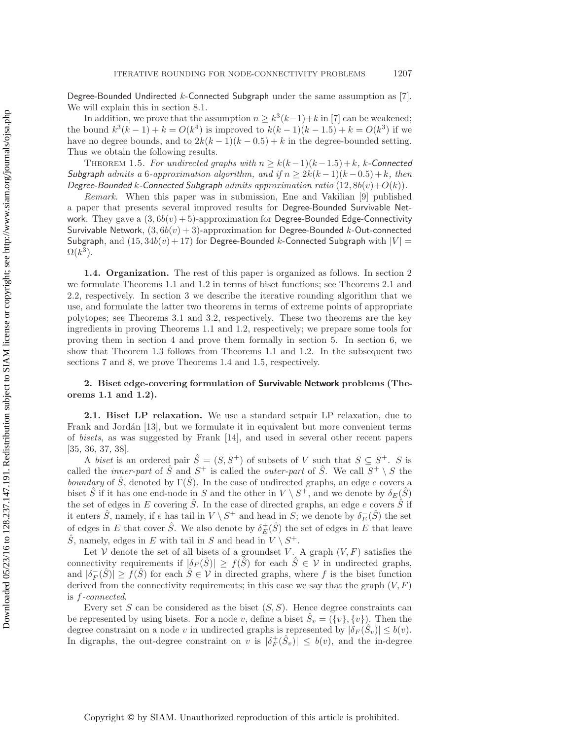Degree-Bounded Undirected $k$-Connected Subgraph under the same assumption as [7]. We will explain this in section 8.1.

In addition, we prove that the assumption $n \geq k^3(k-1)+k$ in [7] can be weakened; the bound $k^3(k-1)+k = O(k^4)$ is improved to $k(k-1)(k-1.5)+k = O(k^3)$ if we have no degree bounds, and to $2k(k-1)(k-0.5)+k$ in the degree-bounded setting. Thus we obtain the following results.

Theorem 1.5. *For undirected graphs with $n \geq k(k-1)(k-1.5)+k$, $k$-Connected Subgraph admits a 6-approximation algorithm, and if $n \geq 2k(k-1)(k-0.5)+k$, then Degree-Bounded $k$-Connected Subgraph admits approximation ratio $(12, 8b(v)+O(k))$.*

*Remark.* When this paper was in submission, Ene and Vakilian [9] published a paper that presents several improved results for Degree-Bounded Survivable Network. They gave a $(3, 6b(v)+5)$-approximation for Degree-Bounded Edge-Connectivity Survivable Network, $(3, 6b(v)+3)$-approximation for Degree-Bounded $k$-Out-connected Subgraph, and $(15, 34b(v)+17)$ for Degree-Bounded $k$-Connected Subgraph with $|V| = \Omega(k^3)$.

**1.4. Organization.** The rest of this paper is organized as follows. In section 2 we formulate Theorems 1.1 and 1.2 in terms of biset functions; see Theorems 2.1 and 2.2, respectively. In section 3 we describe the iterative rounding algorithm that we use, and formulate the latter two theorems in terms of extreme points of appropriate polytopes; see Theorems 3.1 and 3.2, respectively. These two theorems are the key ingredients in proving Theorems 1.1 and 1.2, respectively; we prepare some tools for proving them in section 4 and prove them formally in section 5. In section 6, we show that Theorem 1.3 follows from Theorems 1.1 and 1.2. In the subsequent two sections 7 and 8, we prove Theorems 1.4 and 1.5, respectively.

## 2. Biset edge-covering formulation of Survivable Network problems (Theorems 1.1 and 1.2).

**2.1. Biset LP relaxation.** We use a standard setpair LP relaxation, due to Frank and Jordán [13], but we formulate it in equivalent but more convenient terms of *bisets*, as was suggested by Frank [14], and used in several other recent papers [35, 36, 37, 38].

A *biset* is an ordered pair $\hat{S} = (S, S^+)$ of subsets of $V$ such that $S \subseteq S^+$. $S$ is called the *inner-part* of $\hat{S}$ and $S^+$ is called the *outer-part* of $\hat{S}$. We call $S^+ \setminus S$ the *boundary* of $\hat{S}$, denoted by $\Gamma(\hat{S})$. In the case of undirected graphs, an edge $e$ covers a biset $\hat{S}$ if it has one end-node in $S$ and the other in $V \setminus S^+$, and we denote by $\delta_E(\hat{S})$ the set of edges in $E$ covering $\hat{S}$. In the case of directed graphs, an edge $e$ covers $\hat{S}$ if it enters $\hat{S}$, namely, if $e$ has tail in $V \setminus S^+$ and head in $S$; we denote by $\delta^-_E(\hat{S})$ the set of edges in $E$ that cover $\hat{S}$. We also denote by $\delta^+_E(\hat{S})$ the set of edges in $E$ that leave $\hat{S}$, namely, edges in $E$ with tail in $S$ and head in $V \setminus S^+$.

Let $\mathcal{V}$ denote the set of all bisets of a groundset $V$. A graph $(V, F)$ satisfies the connectivity requirements if $|\delta_F(\hat{S})| \geq f(\hat{S})$ for each $\hat{S} \in \mathcal{V}$ in undirected graphs, and $|\delta^-_F(\hat{S})| \geq f(\hat{S})$ for each $\hat{S} \in \mathcal{V}$ in directed graphs, where $f$ is the biset function derived from the connectivity requirements; in this case we say that the graph $(V, F)$ is *$f$-connected*.

Every set $S$ can be considered as the biset $(S, S)$. Hence degree constraints can be represented by using bisets. For a node $v$, define a biset $\hat{S}_v = (\{v\}, \{v\})$. Then the degree constraint on a node $v$ in undirected graphs is represented by $|\delta_F(\hat{S}_v)| \leq b(v)$. In digraphs, the out-degree constraint on $v$ is $|\delta^+_F(\hat{S}_v)| \leq b(v)$, and the in-degree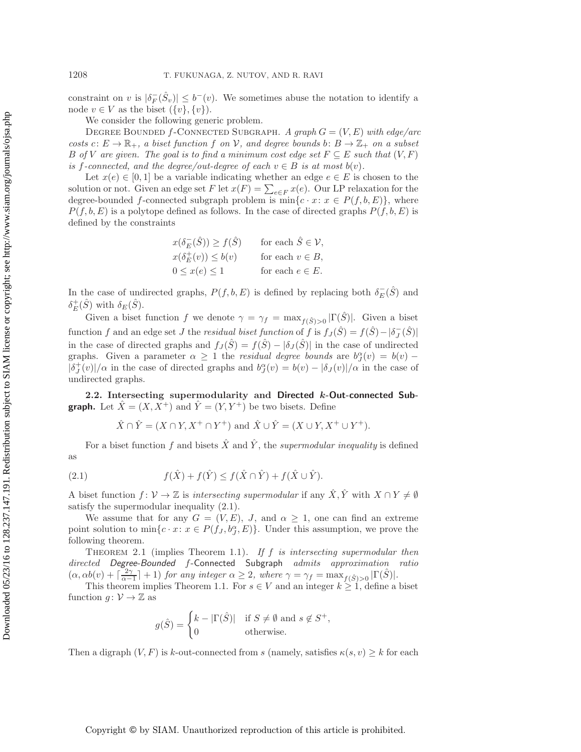constraint on $v$ is $|\delta_F^-(\hat{S}_v)| \leq b^-(v)$. We sometimes abuse the notation to identify a node $v \in V$ as the biset $(\{v\}, \{v\})$.

We consider the following generic problem.

Degree Bounded $f$-Connected Subgraph. *A graph $G = (V, E)$ with edge/arc costs $c\colon E \to \mathbb{R}_+$, a biset function $f$ on $\mathcal{V}$, and degree bounds $b\colon B \to \mathbb{Z}_+$ on a subset $B$ of $V$ are given. The goal is to find a minimum cost edge set $F \subseteq E$ such that $(V, F)$ is $f$-connected, and the degree/out-degree of each $v \in B$ is at most $b(v)$.*

Let $x(e) \in [0, 1]$ be a variable indicating whether an edge $e \in E$ is chosen to the solution or not. Given an edge set $F$ let $x(F) = \sum_{e \in F} x(e)$. Our LP relaxation for the degree-bounded $f$-connected subgraph problem is $\min\{c \cdot x \colon x \in P(f, b, E)\}$, where $P(f, b, E)$ is a polytope defined as follows. In the case of directed graphs $P(f, b, E)$ is defined by the constraints

$$
\begin{aligned}
x(\delta_E^-(\hat{S})) &\geq f(\hat{S}) && \text{for each } \hat{S} \in \mathcal{V},\\
x(\delta_E^+(v)) &\leq b(v) && \text{for each } v \in B,\\
0 \leq x(e) &\leq 1 && \text{for each } e \in E.
\end{aligned}
$$

In the case of undirected graphs, $P(f, b, E)$ is defined by replacing both $\delta_E^-(\hat{S})$ and $\delta_E^+(\hat{S})$ with $\delta_E(\hat{S})$.

Given a biset function $f$ we denote $\gamma = \gamma_f = \max_{f(\hat{S})>0} |\Gamma(\hat{S})|$. Given a biset function $f$ and an edge set $J$ the *residual biset function* of $f$ is $f_J(\hat{S}) = f(\hat{S}) - |\delta_J^-(\hat{S})|$ in the case of directed graphs and $f_J(\hat{S}) = f(\hat{S}) - |\delta_J(\hat{S})|$ in the case of undirected graphs. Given a parameter $\alpha \geq 1$ the *residual degree bounds* are $b_J^\alpha(v) = b(v) - |\delta_J^+(v)|/\alpha$ in the case of directed graphs and $b_J^\alpha(v) = b(v) - |\delta_J(v)|/\alpha$ in the case of undirected graphs.

### 2.2. Intersecting supermodularity and Directed $k$-Out-connected Subgraph.

Let $\hat{X} = (X, X^+)$ and $\hat{Y} = (Y, Y^+)$ be two bisets. Define

$$\hat{X} \cap \hat{Y} = (X \cap Y, X^+ \cap Y^+) \text{ and } \hat{X} \cup \hat{Y} = (X \cup Y, X^+ \cup Y^+).$$

For a biset function $f$ and bisets $\hat{X}$ and $\hat{Y}$, the *supermodular inequality* is defined as

$$f(\hat{X}) + f(\hat{Y}) \leq f(\hat{X} \cap \hat{Y}) + f(\hat{X} \cup \hat{Y}). \tag{2.1}$$

A biset function $f\colon \mathcal{V} \to \mathbb{Z}$ is *intersecting supermodular* if any $\hat{X}, \hat{Y}$ with $X \cap Y \neq \emptyset$ satisfy the supermodular inequality (2.1).

We assume that for any $G = (V, E)$, $J$, and $\alpha \geq 1$, one can find an extreme point solution to $\min\{c \cdot x \colon x \in P(f_J, b_J^\alpha, E)\}$. Under this assumption, we prove the following theorem.

Theorem 2.1 (implies Theorem 1.1). *If $f$ is intersecting supermodular then directed Degree-Bounded $f$-Connected Subgraph admits approximation ratio $(\alpha, \alpha b(v) + \lceil \frac{2\gamma}{\alpha - 1} \rceil + 1)$ for any integer $\alpha \geq 2$, where $\gamma = \gamma_f = \max_{f(\hat{S})>0} |\Gamma(\hat{S})|$.*

This theorem implies Theorem 1.1. For $s \in V$ and an integer $k \geq 1$, define a biset function $g\colon \mathcal{V} \to \mathbb{Z}$ as

$$g(\hat{S}) = \begin{cases} k - |\Gamma(\hat{S})| & \text{if } S \neq \emptyset \text{ and } s \notin S^+,\\ 0 & \text{otherwise.} \end{cases}$$

Then a digraph $(V, F)$ is $k$-out-connected from $s$ (namely, satisfies $\kappa(s, v) \geq k$ for each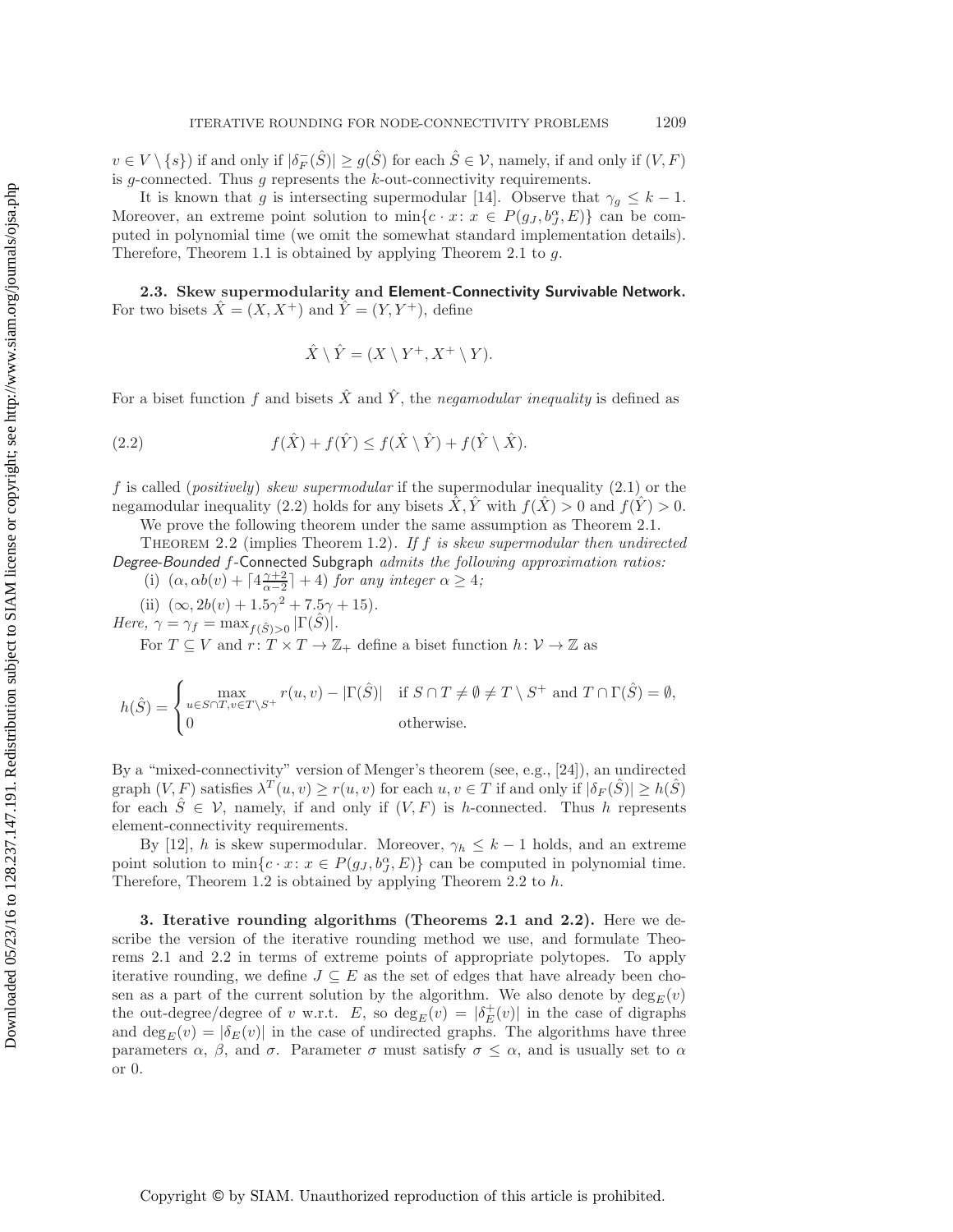$v \in V \setminus \{s\}$) if and only if $|\delta_F^-(\hat{S})| \geq g(\hat{S})$ for each $\hat{S} \in \mathcal{V}$, namely, if and only if $(V, F)$ is $g$-connected. Thus $g$ represents the $k$-out-connectivity requirements.

It is known that $g$ is intersecting supermodular [14]. Observe that $\gamma_g \leq k-1$. Moreover, an extreme point solution to $\min\{c \cdot x \colon x \in P(g_J, b_J^\alpha, E)\}$ can be computed in polynomial time (we omit the somewhat standard implementation details). Therefore, Theorem 1.1 is obtained by applying Theorem 2.1 to $g$.

### 2.3. Skew supermodularity and Element-Connectivity Survivable Network.

For two bisets $\hat{X} = (X, X^+)$ and $\hat{Y} = (Y, Y^+)$, define

$$\hat{X} \setminus \hat{Y} = (X \setminus Y^+, X^+ \setminus Y).$$

For a biset function $f$ and bisets $\hat{X}$ and $\hat{Y}$, the *negamodular inequality* is defined as

$$f(\hat{X}) + f(\hat{Y}) \leq f(\hat{X} \setminus \hat{Y}) + f(\hat{Y} \setminus \hat{X}). \tag{2.2}$$

$f$ is called (*positively*) *skew supermodular* if the supermodular inequality (2.1) or the negamodular inequality (2.2) holds for any bisets $\hat{X}, \hat{Y}$ with $f(\hat{X}) > 0$ and $f(\hat{Y}) > 0$.

We prove the following theorem under the same assumption as Theorem 2.1.

Theorem 2.2 (implies Theorem 1.2). *If $f$ is skew supermodular then undirected Degree-Bounded $f$-Connected Subgraph admits the following approximation ratios:*

(i) $(\alpha, \alpha b(v) + \lceil 4\frac{\gamma+2}{\alpha-2}\rceil + 4)$ *for any integer* $\alpha \geq 4$*;*

(ii) $(\infty, 2b(v) + 1.5\gamma^2 + 7.5\gamma + 15)$.

*Here,* $\gamma = \gamma_f = \max_{f(\hat{S})>0} |\Gamma(\hat{S})|$.

For $T \subseteq V$ and $r \colon T \times T \to \mathbb{Z}_+$ define a biset function $h \colon \mathcal{V} \to \mathbb{Z}$ as

$$h(\hat{S}) = \begin{cases} \max\limits_{u \in S \cap T, v \in T \setminus S^+} r(u,v) - |\Gamma(\hat{S})| & \text{if } S \cap T \neq \emptyset \neq T \setminus S^+ \text{ and } T \cap \Gamma(\hat{S}) = \emptyset, \\ 0 & \text{otherwise.} \end{cases}$$

By a "mixed-connectivity" version of Menger's theorem (see, e.g., [24]), an undirected graph $(V, F)$ satisfies $\lambda^T(u,v) \geq r(u,v)$ for each $u, v \in T$ if and only if $|\delta_F(\hat{S})| \geq h(\hat{S})$ for each $\hat{S} \in \mathcal{V}$, namely, if and only if $(V, F)$ is $h$-connected. Thus $h$ represents element-connectivity requirements.

By [12], $h$ is skew supermodular. Moreover, $\gamma_h \leq k-1$ holds, and an extreme point solution to $\min\{c \cdot x \colon x \in P(g_J, b_J^\alpha, E)\}$ can be computed in polynomial time. Therefore, Theorem 1.2 is obtained by applying Theorem 2.2 to $h$.

## 3. Iterative rounding algorithms (Theorems 2.1 and 2.2).

Here we describe the version of the iterative rounding method we use, and formulate Theorems 2.1 and 2.2 in terms of extreme points of appropriate polytopes. To apply iterative rounding, we define $J \subseteq E$ as the set of edges that have already been chosen as a part of the current solution by the algorithm. We also denote by $\deg_E(v)$ the out-degree/degree of $v$ w.r.t. $E$, so $\deg_E(v) = |\delta_E^+(v)|$ in the case of digraphs and $\deg_E(v) = |\delta_E(v)|$ in the case of undirected graphs. The algorithms have three parameters $\alpha$, $\beta$, and $\sigma$. Parameter $\sigma$ must satisfy $\sigma \leq \alpha$, and is usually set to $\alpha$ or 0.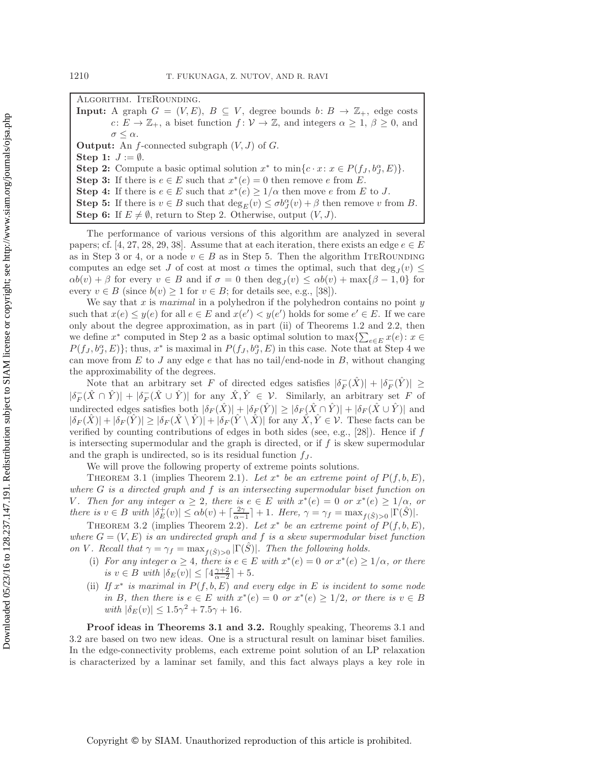**Algorithm.** IteRounding.

**Input:** A graph $G = (V, E)$, $B \subseteq V$, degree bounds $b: B \to \mathbb{Z}_+$, edge costs $c: E \to \mathbb{Z}_+$, a biset function $f: \mathcal{V} \to \mathbb{Z}$, and integers $\alpha \geq 1$, $\beta \geq 0$, and $\sigma \leq \alpha$.

**Output:** An $f$-connected subgraph $(V, J)$ of $G$.

**Step 1:** $J := \emptyset$.

**Step 2:** Compute a basic optimal solution $x^*$ to $\min\{c \cdot x : x \in P(f_J, b_J^\alpha, E)\}$.

**Step 3:** If there is $e \in E$ such that $x^*(e) = 0$ then remove $e$ from $E$.

**Step 4:** If there is $e \in E$ such that $x^*(e) \geq 1/\alpha$ then move $e$ from $E$ to $J$.

**Step 5:** If there is $v \in B$ such that $\deg_E(v) \leq \sigma b_J^\alpha(v) + \beta$ then remove $v$ from $B$.

**Step 6:** If $E \neq \emptyset$, return to Step 2. Otherwise, output $(V, J)$.

The performance of various versions of this algorithm are analyzed in several papers; cf. [4, 27, 28, 29, 38]. Assume that at each iteration, there exists an edge $e \in E$ as in Step 3 or 4, or a node $v \in B$ as in Step 5. Then the algorithm IteRounding computes an edge set $J$ of cost at most $\alpha$ times the optimal, such that $\deg_J(v) \leq \alpha b(v) + \beta$ for every $v \in B$ and if $\sigma = 0$ then $\deg_J(v) \leq \alpha b(v) + \max\{\beta - 1, 0\}$ for every $v \in B$ (since $b(v) \geq 1$ for $v \in B$; for details see, e.g., [38]).

We say that $x$ is *maximal* in a polyhedron if the polyhedron contains no point $y$ such that $x(e) \leq y(e)$ for all $e \in E$ and $x(e') < y(e')$ holds for some $e' \in E$. If we care only about the degree approximation, as in part (ii) of Theorems 1.2 and 2.2, then we define $x^*$ computed in Step 2 as a basic optimal solution to $\max\{\sum_{e \in E} x(e) : x \in P(f_J, b_J^\alpha, E)\}$; thus, $x^*$ is maximal in $P(f_J, b_J^\alpha, E)$ in this case. Note that at Step 4 we can move from $E$ to $J$ any edge $e$ that has no tail/end-node in $B$, without changing the approximability of the degrees.

Note that an arbitrary set $F$ of directed edges satisfies $|\delta_F^-(\hat{X})| + |\delta_F^-(\hat{Y})| \geq |\delta_F^-(\hat{X} \cap \hat{Y})| + |\delta_F^-(\hat{X} \cup \hat{Y})|$ for any $\hat{X}, \hat{Y} \in \mathcal{V}$. Similarly, an arbitrary set $F$ of undirected edges satisfies both $|\delta_F(\hat{X})| + |\delta_F(\hat{Y})| \geq |\delta_F(\hat{X} \cap \hat{Y})| + |\delta_F(\hat{X} \cup \hat{Y})|$ and $|\delta_F(\hat{X})| + |\delta_F(\hat{Y})| \geq |\delta_F(\hat{X} \setminus \hat{Y})| + |\delta_F(\hat{Y} \setminus \hat{X})|$ for any $\hat{X}, \hat{Y} \in \mathcal{V}$. These facts can be verified by counting contributions of edges in both sides (see, e.g., [28]). Hence if $f$ is intersecting supermodular and the graph is directed, or if $f$ is skew supermodular and the graph is undirected, so is its residual function $f_J$.

We will prove the following property of extreme points solutions.

Theorem 3.1 (implies Theorem 2.1). *Let $x^*$ be an extreme point of $P(f, b, E)$, where $G$ is a directed graph and $f$ is an intersecting supermodular biset function on $V$. Then for any integer $\alpha \geq 2$, there is $e \in E$ with $x^*(e) = 0$ or $x^*(e) \geq 1/\alpha$, or there is $v \in B$ with $|\delta_E^+(v)| \leq \alpha b(v) + \lceil \frac{2\gamma}{\alpha - 1} \rceil + 1$. Here, $\gamma = \gamma_f = \max_{f(\hat{S})>0} |\Gamma(\hat{S})|$.*

Theorem 3.2 (implies Theorem 2.2). *Let $x^*$ be an extreme point of $P(f, b, E)$, where $G = (V, E)$ is an undirected graph and $f$ is a skew supermodular biset function on $V$. Recall that $\gamma = \gamma_f = \max_{f(\hat{S})>0} |\Gamma(\hat{S})|$. Then the following holds.*

(i) *For any integer $\alpha \geq 4$, there is $e \in E$ with $x^*(e) = 0$ or $x^*(e) \geq 1/\alpha$, or there is $v \in B$ with $|\delta_E(v)| \leq \lceil 4\frac{\gamma+2}{\alpha-2} \rceil + 5$.*

(ii) *If $x^*$ is maximal in $P(f, b, E)$ and every edge in $E$ is incident to some node in $B$, then there is $e \in E$ with $x^*(e) = 0$ or $x^*(e) \geq 1/2$, or there is $v \in B$ with $|\delta_E(v)| \leq 1.5\gamma^2 + 7.5\gamma + 16$.*

**Proof ideas in Theorems 3.1 and 3.2.** Roughly speaking, Theorems 3.1 and 3.2 are based on two new ideas. One is a structural result on laminar biset families. In the edge-connectivity problems, each extreme point solution of an LP relaxation is characterized by a laminar set family, and this fact always plays a key role in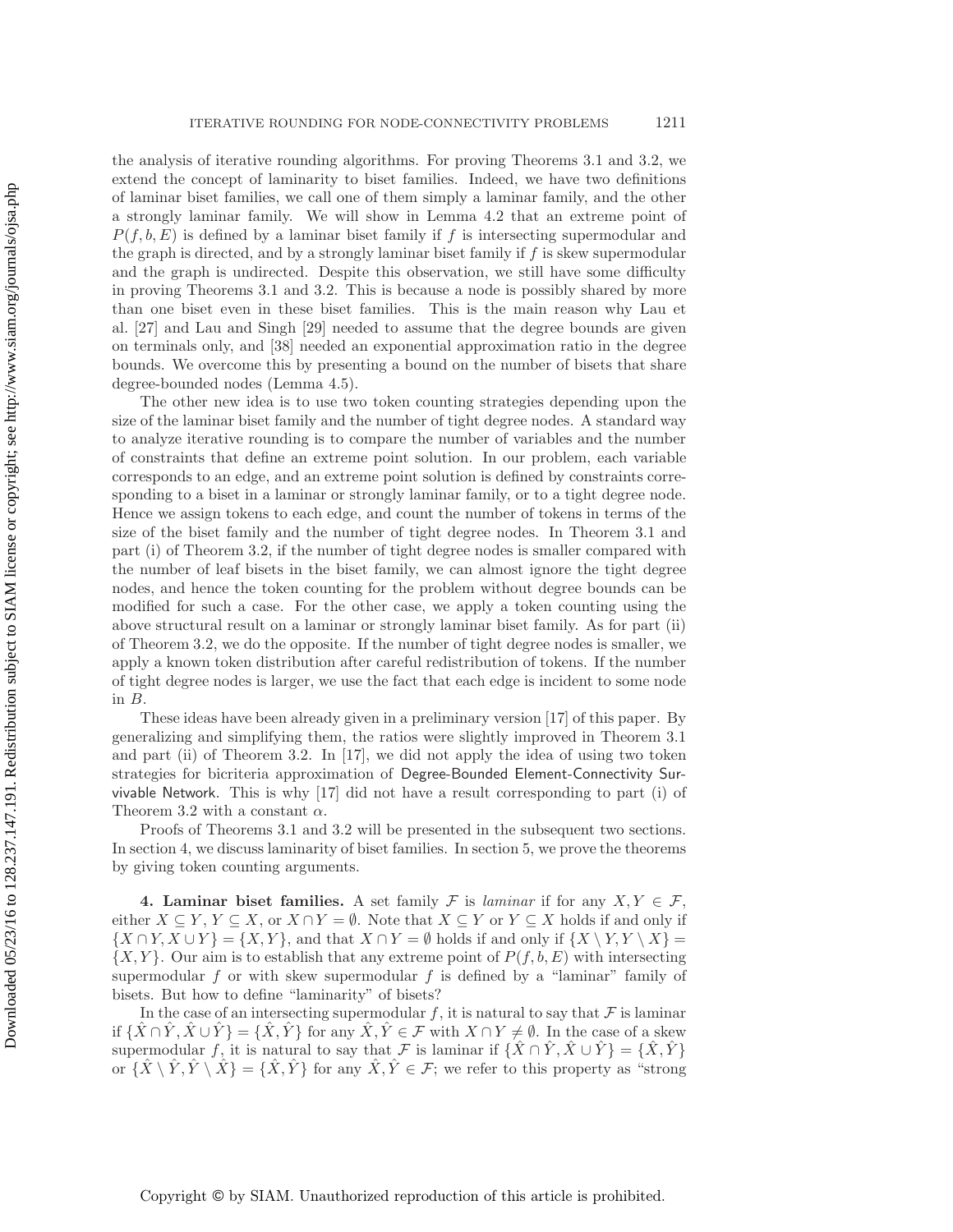the analysis of iterative rounding algorithms. For proving Theorems 3.1 and 3.2, we extend the concept of laminarity to biset families. Indeed, we have two definitions of laminar biset families, we call one of them simply a laminar family, and the other a strongly laminar family. We will show in Lemma 4.2 that an extreme point of $P(f, b, E)$ is defined by a laminar biset family if $f$ is intersecting supermodular and the graph is directed, and by a strongly laminar biset family if $f$ is skew supermodular and the graph is undirected. Despite this observation, we still have some difficulty in proving Theorems 3.1 and 3.2. This is because a node is possibly shared by more than one biset even in these biset families. This is the main reason why Lau et al. [27] and Lau and Singh [29] needed to assume that the degree bounds are given on terminals only, and [38] needed an exponential approximation ratio in the degree bounds. We overcome this by presenting a bound on the number of bisets that share degree-bounded nodes (Lemma 4.5).

The other new idea is to use two token counting strategies depending upon the size of the laminar biset family and the number of tight degree nodes. A standard way to analyze iterative rounding is to compare the number of variables and the number of constraints that define an extreme point solution. In our problem, each variable corresponds to an edge, and an extreme point solution is defined by constraints corresponding to a biset in a laminar or strongly laminar family, or to a tight degree node. Hence we assign tokens to each edge, and count the number of tokens in terms of the size of the biset family and the number of tight degree nodes. In Theorem 3.1 and part (i) of Theorem 3.2, if the number of tight degree nodes is smaller compared with the number of leaf bisets in the biset family, we can almost ignore the tight degree nodes, and hence the token counting for the problem without degree bounds can be modified for such a case. For the other case, we apply a token counting using the above structural result on a laminar or strongly laminar biset family. As for part (ii) of Theorem 3.2, we do the opposite. If the number of tight degree nodes is smaller, we apply a known token distribution after careful redistribution of tokens. If the number of tight degree nodes is larger, we use the fact that each edge is incident to some node in $B$.

These ideas have been already given in a preliminary version [17] of this paper. By generalizing and simplifying them, the ratios were slightly improved in Theorem 3.1 and part (ii) of Theorem 3.2. In [17], we did not apply the idea of using two token strategies for bicriteria approximation of Degree-Bounded Element-Connectivity Survivable Network. This is why [17] did not have a result corresponding to part (i) of Theorem 3.2 with a constant $\alpha$.

Proofs of Theorems 3.1 and 3.2 will be presented in the subsequent two sections. In section 4, we discuss laminarity of biset families. In section 5, we prove the theorems by giving token counting arguments.

## 4. Laminar biset families.

A set family $\mathcal{F}$ is *laminar* if for any $X, Y \in \mathcal{F}$, either $X \subseteq Y$, $Y \subseteq X$, or $X \cap Y = \emptyset$. Note that $X \subseteq Y$ or $Y \subseteq X$ holds if and only if $\{X \cap Y, X \cup Y\} = \{X, Y\}$, and that $X \cap Y = \emptyset$ holds if and only if $\{X \setminus Y, Y \setminus X\} = \{X, Y\}$. Our aim is to establish that any extreme point of $P(f, b, E)$ with intersecting supermodular $f$ or with skew supermodular $f$ is defined by a "laminar" family of bisets. But how to define "laminarity" of bisets?

In the case of an intersecting supermodular $f$, it is natural to say that $\mathcal{F}$ is laminar if $\{\hat{X} \cap \hat{Y}, \hat{X} \cup \hat{Y}\} = \{\hat{X}, \hat{Y}\}$ for any $\hat{X}, \hat{Y} \in \mathcal{F}$ with $X \cap Y \neq \emptyset$. In the case of a skew supermodular $f$, it is natural to say that $\mathcal{F}$ is laminar if $\{\hat{X} \cap \hat{Y}, \hat{X} \cup \hat{Y}\} = \{\hat{X}, \hat{Y}\}$ or $\{\hat{X} \setminus \hat{Y}, \hat{Y} \setminus \hat{X}\} = \{\hat{X}, \hat{Y}\}$ for any $\hat{X}, \hat{Y} \in \mathcal{F}$; we refer to this property as "strong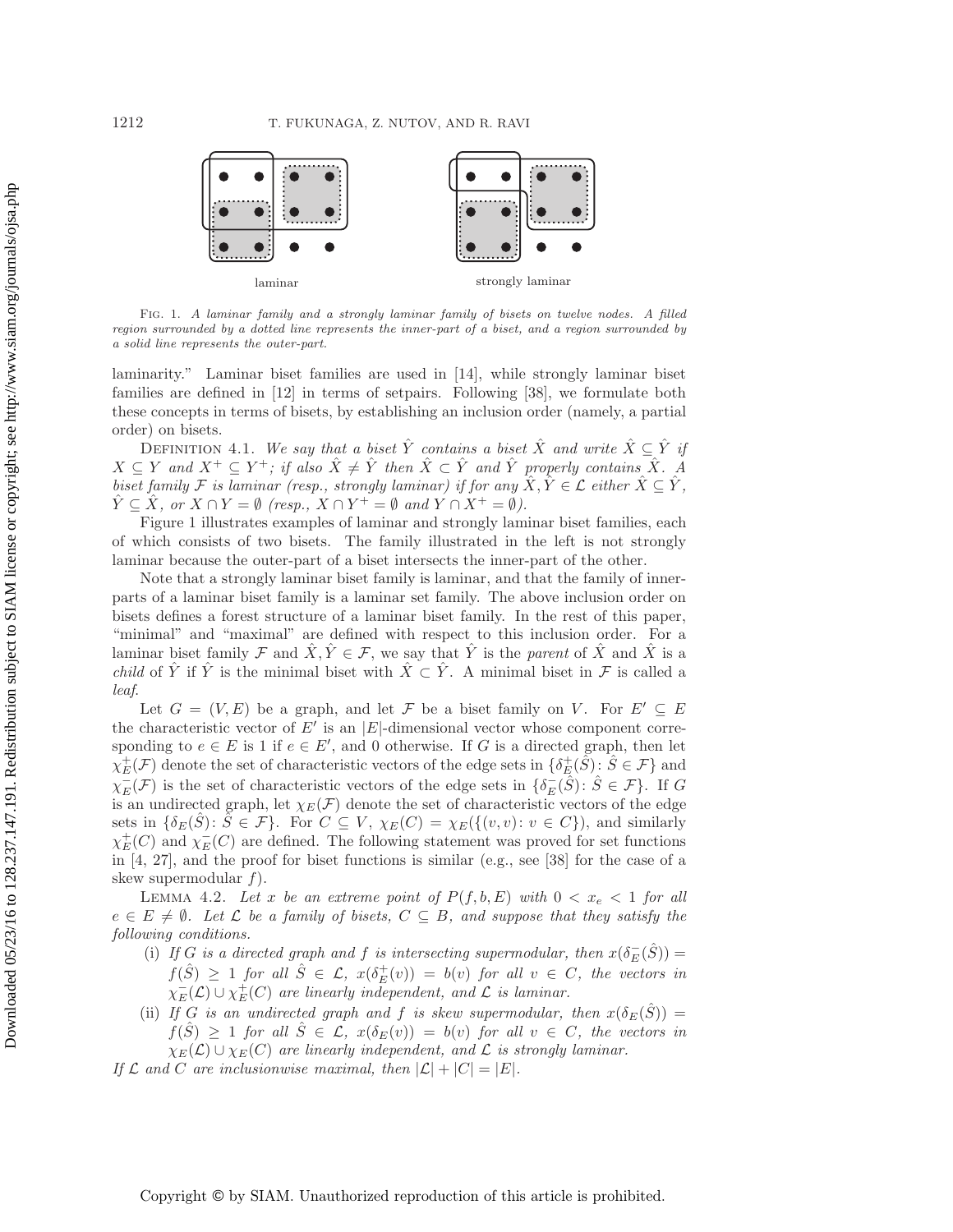laminar          strongly laminar

Fig. 1. *A laminar family and a strongly laminar family of bisets on twelve nodes. A filled region surrounded by a dotted line represents the inner-part of a biset, and a region surrounded by a solid line represents the outer-part.*

laminarity." Laminar biset families are used in [14], while strongly laminar biset families are defined in [12] in terms of setpairs. Following [38], we formulate both these concepts in terms of bisets, by establishing an inclusion order (namely, a partial order) on bisets.

Definition 4.1. *We say that a biset $\hat{Y}$ contains a biset $\hat{X}$ and write $\hat{X} \subseteq \hat{Y}$ if $X \subseteq Y$ and $X^+ \subseteq Y^+$; if also $\hat{X} \neq \hat{Y}$ then $\hat{X} \subset \hat{Y}$ and $\hat{Y}$ properly contains $\hat{X}$. A biset family $\mathcal{F}$ is laminar (resp., strongly laminar) if for any $\hat{X}, \hat{Y} \in \mathcal{L}$ either $\hat{X} \subseteq \hat{Y}$, $\hat{Y} \subseteq \hat{X}$, or $X \cap Y = \emptyset$ (resp., $X \cap Y^+ = \emptyset$ and $Y \cap X^+ = \emptyset$).*

Figure 1 illustrates examples of laminar and strongly laminar biset families, each of which consists of two bisets. The family illustrated in the left is not strongly laminar because the outer-part of a biset intersects the inner-part of the other.

Note that a strongly laminar biset family is laminar, and that the family of inner-parts of a laminar biset family is a laminar set family. The above inclusion order on bisets defines a forest structure of a laminar biset family. In the rest of this paper, "minimal" and "maximal" are defined with respect to this inclusion order. For a laminar biset family $\mathcal{F}$ and $\hat{X}, \hat{Y} \in \mathcal{F}$, we say that $\hat{Y}$ is the *parent* of $\hat{X}$ and $\hat{X}$ is a *child* of $\hat{Y}$ if $\hat{Y}$ is the minimal biset with $\hat{X} \subset \hat{Y}$. A minimal biset in $\mathcal{F}$ is called a *leaf*.

Let $G = (V, E)$ be a graph, and let $\mathcal{F}$ be a biset family on $V$. For $E' \subseteq E$ the characteristic vector of $E'$ is an $|E|$-dimensional vector whose component corresponding to $e \in E$ is 1 if $e \in E'$, and 0 otherwise. If $G$ is a directed graph, then let $\chi_E^+(\mathcal{F})$ denote the set of characteristic vectors of the edge sets in $\{\delta_E^+(\hat{S}) \colon \hat{S} \in \mathcal{F}\}$ and $\chi_E^-(\mathcal{F})$ is the set of characteristic vectors of the edge sets in $\{\delta_E^-(\hat{S}) \colon \hat{S} \in \mathcal{F}\}$. If $G$ is an undirected graph, let $\chi_E(\mathcal{F})$ denote the set of characteristic vectors of the edge sets in $\{\delta_E(\hat{S}) \colon \hat{S} \in \mathcal{F}\}$. For $C \subseteq V$, $\chi_E(C) = \chi_E(\{(v, v) \colon v \in C\})$, and similarly $\chi_E^+(C)$ and $\chi_E^-(C)$ are defined. The following statement was proved for set functions in [4, 27], and the proof for biset functions is similar (e.g., see [38] for the case of a skew supermodular $f$).

Lemma 4.2. *Let $x$ be an extreme point of $P(f, b, E)$ with $0 < x_e < 1$ for all $e \in E \neq \emptyset$. Let $\mathcal{L}$ be a family of bisets, $C \subseteq B$, and suppose that they satisfy the following conditions.*

(i) *If $G$ is a directed graph and $f$ is intersecting supermodular, then $x(\delta_E^-(\hat{S})) = f(\hat{S}) \geq 1$ for all $\hat{S} \in \mathcal{L}$, $x(\delta_E^+(v)) = b(v)$ for all $v \in C$, the vectors in $\chi_E^-(\mathcal{L}) \cup \chi_E^+(C)$ are linearly independent, and $\mathcal{L}$ is laminar.*

(ii) *If $G$ is an undirected graph and $f$ is skew supermodular, then $x(\delta_E(\hat{S})) = f(\hat{S}) \geq 1$ for all $\hat{S} \in \mathcal{L}$, $x(\delta_E(v)) = b(v)$ for all $v \in C$, the vectors in $\chi_E(\mathcal{L}) \cup \chi_E(C)$ are linearly independent, and $\mathcal{L}$ is strongly laminar.*

*If $\mathcal{L}$ and $C$ are inclusionwise maximal, then $|\mathcal{L}| + |C| = |E|$.*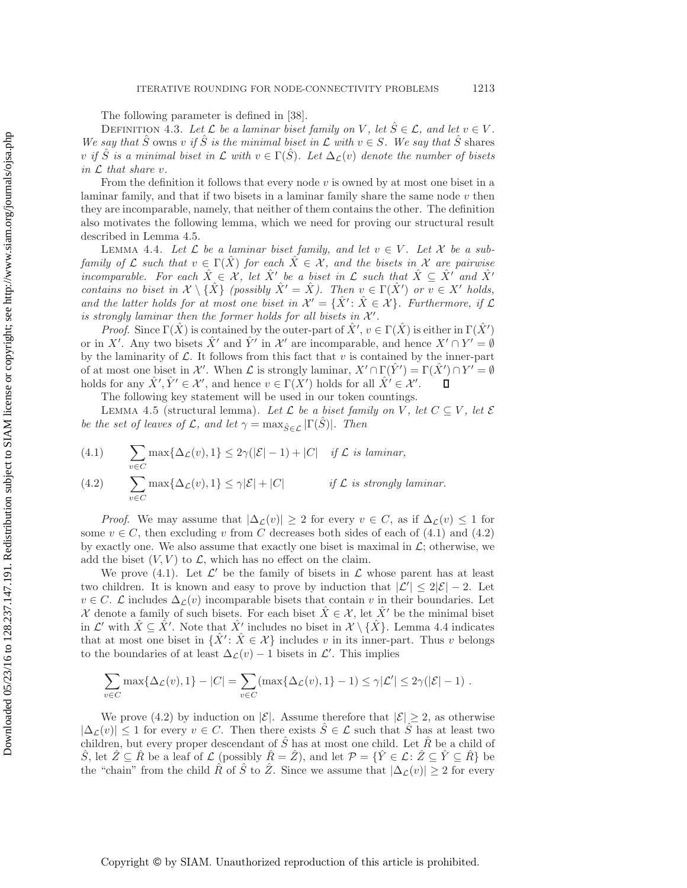The following parameter is defined in [38].

Definition 4.3. *Let $\mathcal{L}$ be a laminar biset family on $V$, let $\hat{S} \in \mathcal{L}$, and let $v \in V$. We say that $\hat{S}$* owns *$v$ if $\hat{S}$ is the minimal biset in $\mathcal{L}$ with $v \in S$. We say that $\hat{S}$* shares *$v$ if $\hat{S}$ is a minimal biset in $\mathcal{L}$ with $v \in \Gamma(\hat{S})$. Let $\Delta_{\mathcal{L}}(v)$ denote the number of bisets in $\mathcal{L}$ that share $v$.*

From the definition it follows that every node $v$ is owned by at most one biset in a laminar family, and that if two bisets in a laminar family share the same node $v$ then they are incomparable, namely, that neither of them contains the other. The definition also motivates the following lemma, which we need for proving our structural result described in Lemma 4.5.

Lemma 4.4. *Let $\mathcal{L}$ be a laminar biset family, and let $v \in V$. Let $\mathcal{X}$ be a subfamily of $\mathcal{L}$ such that $v \in \Gamma(\hat{X})$ for each $\hat{X} \in \mathcal{X}$, and the bisets in $\mathcal{X}$ are pairwise incomparable. For each $\hat{X} \in \mathcal{X}$, let $\hat{X}'$ be a biset in $\mathcal{L}$ such that $\hat{X} \subseteq \hat{X}'$ and $\hat{X}'$ contains no biset in $\mathcal{X} \setminus \{\hat{X}\}$ (possibly $\hat{X}' = \hat{X}$). Then $v \in \Gamma(\hat{X}')$ or $v \in X'$ holds, and the latter holds for at most one biset in $\mathcal{X}' = \{\hat{X}' : \hat{X} \in \mathcal{X}\}$. Furthermore, if $\mathcal{L}$ is strongly laminar then the former holds for all bisets in $\mathcal{X}'$.*

*Proof.* Since $\Gamma(\hat{X})$ is contained by the outer-part of $\hat{X}'$, $v \in \Gamma(\hat{X})$ is either in $\Gamma(\hat{X}')$ or in $X'$. Any two bisets $\hat{X}'$ and $\hat{Y}'$ in $\mathcal{X}'$ are incomparable, and hence $X' \cap Y' = \emptyset$ by the laminarity of $\mathcal{L}$. It follows from this fact that $v$ is contained by the inner-part of at most one biset in $\mathcal{X}'$. When $\mathcal{L}$ is strongly laminar, $X' \cap \Gamma(\hat{Y}') = \Gamma(\hat{X}') \cap Y' = \emptyset$ holds for any $\hat{X}', \hat{Y}' \in \mathcal{X}'$, and hence $v \in \Gamma(X')$ holds for all $\hat{X}' \in \mathcal{X}'$. $\square$

The following key statement will be used in our token countings.

Lemma 4.5 (structural lemma). *Let $\mathcal{L}$ be a biset family on $V$, let $C \subseteq V$, let $\mathcal{E}$ be the set of leaves of $\mathcal{L}$, and let $\gamma = \max_{\hat{S} \in \mathcal{L}} |\Gamma(\hat{S})|$. Then*

$$\sum_{v \in C} \max\{\Delta_{\mathcal{L}}(v), 1\} \leq 2\gamma(|\mathcal{E}| - 1) + |C| \quad \textit{if } \mathcal{L} \textit{ is laminar,} \tag{4.1}$$

$$\sum_{v \in C} \max\{\Delta_{\mathcal{L}}(v), 1\} \leq \gamma|\mathcal{E}| + |C| \quad \textit{if } \mathcal{L} \textit{ is strongly laminar.} \tag{4.2}$$

*Proof.* We may assume that $|\Delta_{\mathcal{L}}(v)| \geq 2$ for every $v \in C$, as if $\Delta_{\mathcal{L}}(v) \leq 1$ for some $v \in C$, then excluding $v$ from $C$ decreases both sides of each of (4.1) and (4.2) by exactly one. We also assume that exactly one biset is maximal in $\mathcal{L}$; otherwise, we add the biset $(V, V)$ to $\mathcal{L}$, which has no effect on the claim.

We prove (4.1). Let $\mathcal{L}'$ be the family of bisets in $\mathcal{L}$ whose parent has at least two children. It is known and easy to prove by induction that $|\mathcal{L}'| \leq 2|\mathcal{E}| - 2$. Let $v \in C$. $\mathcal{L}$ includes $\Delta_{\mathcal{L}}(v)$ incomparable bisets that contain $v$ in their boundaries. Let $\mathcal{X}$ denote a family of such bisets. For each biset $\hat{X} \in \mathcal{X}$, let $\hat{X}'$ be the minimal biset in $\mathcal{L}'$ with $\hat{X} \subseteq \hat{X}'$. Note that $\hat{X}'$ includes no biset in $\mathcal{X} \setminus \{\hat{X}\}$. Lemma 4.4 indicates that at most one biset in $\{\hat{X}' : \hat{X} \in \mathcal{X}\}$ includes $v$ in its inner-part. Thus $v$ belongs to the boundaries of at least $\Delta_{\mathcal{L}}(v) - 1$ bisets in $\mathcal{L}'$. This implies

$$\sum_{v \in C} \max\{\Delta_{\mathcal{L}}(v), 1\} - |C| = \sum_{v \in C} (\max\{\Delta_{\mathcal{L}}(v), 1\} - 1) \leq \gamma|\mathcal{L}'| \leq 2\gamma(|\mathcal{E}| - 1) \; .$$

We prove (4.2) by induction on $|\mathcal{E}|$. Assume therefore that $|\mathcal{E}| \geq 2$, as otherwise $|\Delta_{\mathcal{L}}(v)| \leq 1$ for every $v \in C$. Then there exists $\hat{S} \in \mathcal{L}$ such that $\hat{S}$ has at least two children, but every proper descendant of $\hat{S}$ has at most one child. Let $\hat{R}$ be a child of $\hat{S}$, let $\hat{Z} \subseteq \hat{R}$ be a leaf of $\mathcal{L}$ (possibly $\hat{R} = \hat{Z}$), and let $\mathcal{P} = \{\hat{Y} \in \mathcal{L} : \hat{Z} \subseteq \hat{Y} \subseteq \hat{R}\}$ be the "chain" from the child $\hat{R}$ of $\hat{S}$ to $\hat{Z}$. Since we assume that $|\Delta_{\mathcal{L}}(v)| \geq 2$ for every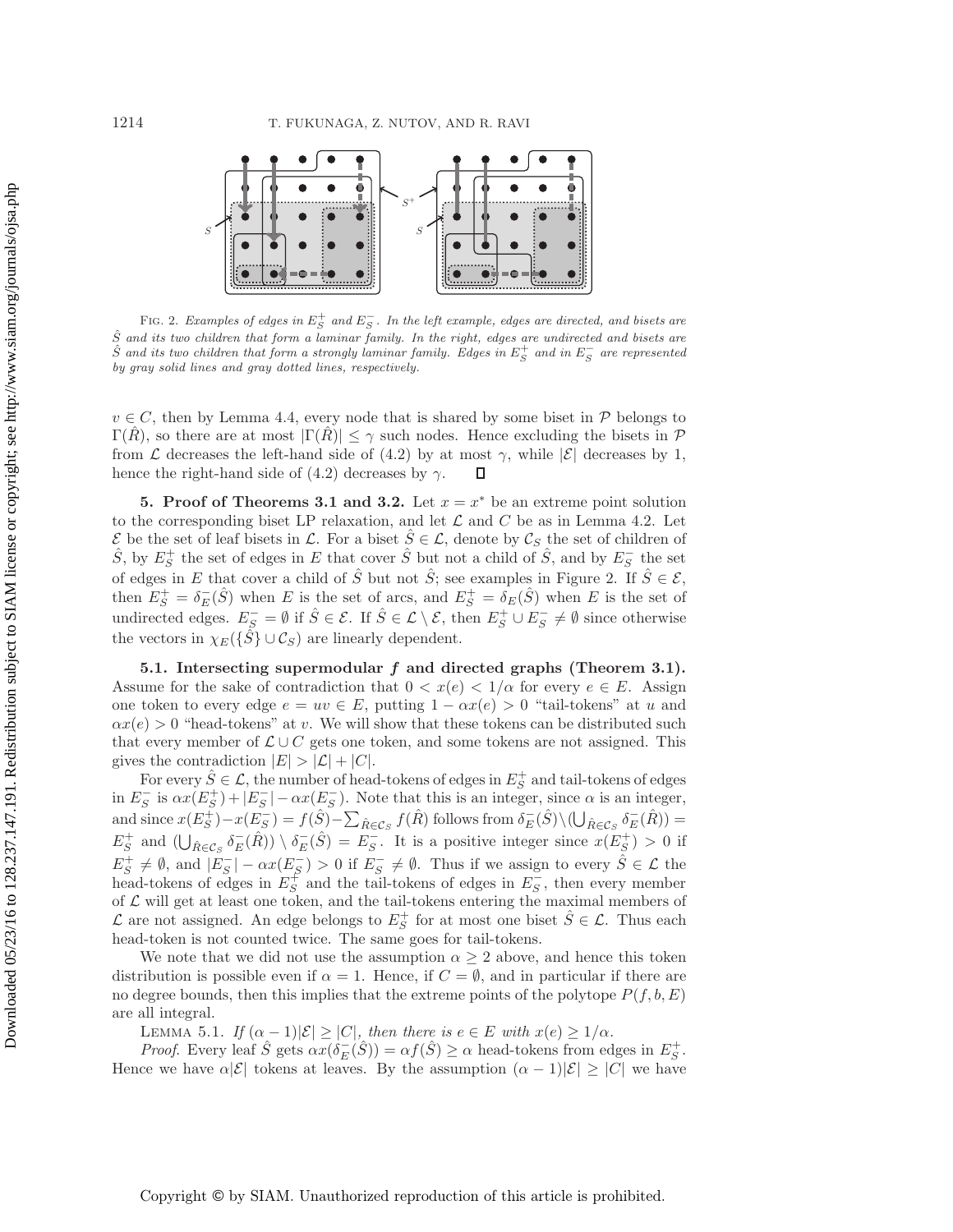FIG. 2. *Examples of edges in $E_S^+$ and $E_S^-$. In the left example, edges are directed, and bisets are $\hat{S}$ and its two children that form a laminar family. In the right, edges are undirected and bisets are $\hat{S}$ and its two children that form a strongly laminar family. Edges in $E_S^+$ and in $E_S^-$ are represented by gray solid lines and gray dotted lines, respectively.*

$v \in C$, then by Lemma 4.4, every node that is shared by some biset in $\mathcal{P}$ belongs to $\Gamma(\hat{R})$, so there are at most $|\Gamma(\hat{R})| \leq \gamma$ such nodes. Hence excluding the bisets in $\mathcal{P}$ from $\mathcal{L}$ decreases the left-hand side of (4.2) by at most $\gamma$, while $|\mathcal{E}|$ decreases by 1, hence the right-hand side of (4.2) decreases by $\gamma$. ∎

## 5. Proof of Theorems 3.1 and 3.2.

Let $x = x^*$ be an extreme point solution to the corresponding biset LP relaxation, and let $\mathcal{L}$ and $C$ be as in Lemma 4.2. Let $\mathcal{E}$ be the set of leaf bisets in $\mathcal{L}$. For a biset $\hat{S} \in \mathcal{L}$, denote by $\mathcal{C}_S$ the set of children of $\hat{S}$, by $E_S^+$ the set of edges in $E$ that cover $\hat{S}$ but not a child of $\hat{S}$, and by $E_S^-$ the set of edges in $E$ that cover a child of $\hat{S}$ but not $\hat{S}$; see examples in Figure 2. If $\hat{S} \in \mathcal{E}$, then $E_S^+ = \delta_E^-(\hat{S})$ when $E$ is the set of arcs, and $E_S^+ = \delta_E(\hat{S})$ when $E$ is the set of undirected edges. $E_S^- = \emptyset$ if $\hat{S} \in \mathcal{E}$. If $\hat{S} \in \mathcal{L} \setminus \mathcal{E}$, then $E_S^+ \cup E_S^- \neq \emptyset$ since otherwise the vectors in $\chi_E(\{\hat{S}\} \cup \mathcal{C}_S)$ are linearly dependent.

### 5.1. Intersecting supermodular $f$ and directed graphs (Theorem 3.1).

Assume for the sake of contradiction that $0 < x(e) < 1/\alpha$ for every $e \in E$. Assign one token to every edge $e = uv \in E$, putting $1 - \alpha x(e) > 0$ "tail-tokens" at $u$ and $\alpha x(e) > 0$ "head-tokens" at $v$. We will show that these tokens can be distributed such that every member of $\mathcal{L} \cup C$ gets one token, and some tokens are not assigned. This gives the contradiction $|E| > |\mathcal{L}| + |C|$.

For every $\hat{S} \in \mathcal{L}$, the number of head-tokens of edges in $E_S^+$ and tail-tokens of edges in $E_S^-$ is $\alpha x(E_S^+) + |E_S^-| - \alpha x(E_S^-)$. Note that this is an integer, since $\alpha$ is an integer, and since $x(E_S^+) - x(E_S^-) = f(\hat{S}) - \sum_{\hat{R} \in \mathcal{C}_S} f(\hat{R})$ follows from $\delta_E^-(\hat{S}) \setminus (\bigcup_{\hat{R} \in \mathcal{C}_S} \delta_E^-(\hat{R})) = E_S^+$ and $(\bigcup_{\hat{R} \in \mathcal{C}_S} \delta_E^-(\hat{R})) \setminus \delta_E^-(\hat{S}) = E_S^-$. It is a positive integer since $x(E_S^+) > 0$ if $E_S^+ \neq \emptyset$, and $|E_S^-| - \alpha x(E_S^-) > 0$ if $E_S^- \neq \emptyset$. Thus if we assign to every $\hat{S} \in \mathcal{L}$ the head-tokens of edges in $E_S^+$ and the tail-tokens of edges in $E_S^-$, then every member of $\mathcal{L}$ will get at least one token, and the tail-tokens entering the maximal members of $\mathcal{L}$ are not assigned. An edge belongs to $E_S^+$ for at most one biset $\hat{S} \in \mathcal{L}$. Thus each head-token is not counted twice. The same goes for tail-tokens.

We note that we did not use the assumption $\alpha \geq 2$ above, and hence this token distribution is possible even if $\alpha = 1$. Hence, if $C = \emptyset$, and in particular if there are no degree bounds, then this implies that the extreme points of the polytope $P(f, b, E)$ are all integral.

LEMMA 5.1. *If $(\alpha - 1)|\mathcal{E}| \geq |C|$, then there is $e \in E$ with $x(e) \geq 1/\alpha$.*

*Proof.* Every leaf $\hat{S}$ gets $\alpha x(\delta_E^-(\hat{S})) = \alpha f(\hat{S}) \geq \alpha$ head-tokens from edges in $E_S^+$. Hence we have $\alpha|\mathcal{E}|$ tokens at leaves. By the assumption $(\alpha - 1)|\mathcal{E}| \geq |C|$ we have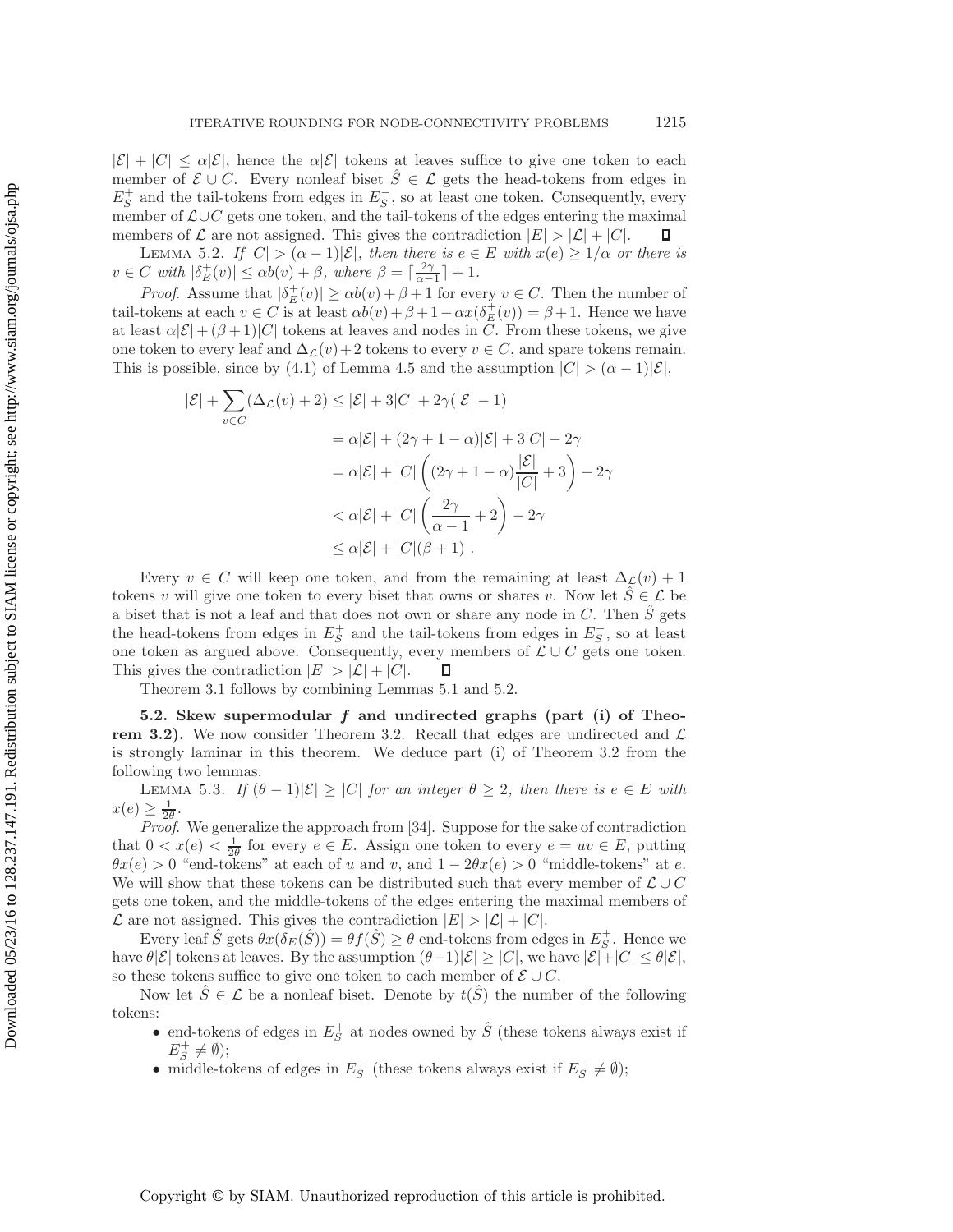$|\mathcal{E}| + |C| \leq \alpha|\mathcal{E}|$, hence the $\alpha|\mathcal{E}|$ tokens at leaves suffice to give one token to each member of $\mathcal{E} \cup C$. Every nonleaf biset $\hat{S} \in \mathcal{L}$ gets the head-tokens from edges in $E_S^+$ and the tail-tokens from edges in $E_S^-$, so at least one token. Consequently, every member of $\mathcal{L} \cup C$ gets one token, and the tail-tokens of the edges entering the maximal members of $\mathcal{L}$ are not assigned. This gives the contradiction $|E| > |\mathcal{L}| + |C|$. ◻

LEMMA 5.2. *If $|C| > (\alpha - 1)|\mathcal{E}|$, then there is $e \in E$ with $x(e) \geq 1/\alpha$ or there is $v \in C$ with $|\delta_E^+(v)| \leq \alpha b(v) + \beta$, where $\beta = \lceil \frac{2\gamma}{\alpha-1} \rceil + 1$.*

*Proof.* Assume that $|\delta_E^+(v)| \geq \alpha b(v) + \beta + 1$ for every $v \in C$. Then the number of tail-tokens at each $v \in C$ is at least $\alpha b(v) + \beta + 1 - \alpha x(\delta_E^+(v)) = \beta + 1$. Hence we have at least $\alpha|\mathcal{E}| + (\beta+1)|C|$ tokens at leaves and nodes in $C$. From these tokens, we give one token to every leaf and $\Delta_{\mathcal{L}}(v) + 2$ tokens to every $v \in C$, and spare tokens remain. This is possible, since by (4.1) of Lemma 4.5 and the assumption $|C| > (\alpha - 1)|\mathcal{E}|$,

$$\begin{aligned}
|\mathcal{E}| + \sum_{v \in C} (\Delta_{\mathcal{L}}(v) + 2) &\leq |\mathcal{E}| + 3|C| + 2\gamma(|\mathcal{E}| - 1) \\
&= \alpha|\mathcal{E}| + (2\gamma + 1 - \alpha)|\mathcal{E}| + 3|C| - 2\gamma \\
&= \alpha|\mathcal{E}| + |C| \left( (2\gamma + 1 - \alpha) \frac{|\mathcal{E}|}{|C|} + 3 \right) - 2\gamma \\
&< \alpha|\mathcal{E}| + |C| \left( \frac{2\gamma}{\alpha - 1} + 2 \right) - 2\gamma \\
&\leq \alpha|\mathcal{E}| + |C|(\beta + 1) \ .
\end{aligned}$$

Every $v \in C$ will keep one token, and from the remaining at least $\Delta_{\mathcal{L}}(v) + 1$ tokens $v$ will give one token to every biset that owns or shares $v$. Now let $\hat{S} \in \mathcal{L}$ be a biset that is not a leaf and that does not own or share any node in $C$. Then $\hat{S}$ gets the head-tokens from edges in $E_S^+$ and the tail-tokens from edges in $E_S^-$, so at least one token as argued above. Consequently, every members of $\mathcal{L} \cup C$ gets one token. This gives the contradiction $|E| > |\mathcal{L}| + |C|$. ◻

Theorem 3.1 follows by combining Lemmas 5.1 and 5.2.

**5.2. Skew supermodular $f$ and undirected graphs (part (i) of Theorem 3.2).** We now consider Theorem 3.2. Recall that edges are undirected and $\mathcal{L}$ is strongly laminar in this theorem. We deduce part (i) of Theorem 3.2 from the following two lemmas.

LEMMA 5.3. *If $(\theta - 1)|\mathcal{E}| \geq |C|$ for an integer $\theta \geq 2$, then there is $e \in E$ with $x(e) \geq \frac{1}{2\theta}$.*

*Proof.* We generalize the approach from [34]. Suppose for the sake of contradiction that $0 < x(e) < \frac{1}{2\theta}$ for every $e \in E$. Assign one token to every $e = uv \in E$, putting $\theta x(e) > 0$ "end-tokens" at each of $u$ and $v$, and $1 - 2\theta x(e) > 0$ "middle-tokens" at $e$. We will show that these tokens can be distributed such that every member of $\mathcal{L} \cup C$ gets one token, and the middle-tokens of the edges entering the maximal members of $\mathcal{L}$ are not assigned. This gives the contradiction $|E| > |\mathcal{L}| + |C|$.

Every leaf $\hat{S}$ gets $\theta x(\delta_E(\hat{S})) = \theta f(\hat{S}) \geq \theta$ end-tokens from edges in $E_S^+$. Hence we have $\theta|\mathcal{E}|$ tokens at leaves. By the assumption $(\theta - 1)|\mathcal{E}| \geq |C|$, we have $|\mathcal{E}| + |C| \leq \theta|\mathcal{E}|$, so these tokens suffice to give one token to each member of $\mathcal{E} \cup C$.

Now let $\hat{S} \in \mathcal{L}$ be a nonleaf biset. Denote by $t(\hat{S})$ the number of the following tokens:

- end-tokens of edges in $E_S^+$ at nodes owned by $\hat{S}$ (these tokens always exist if $E_S^+ \neq \emptyset$);
- middle-tokens of edges in $E_S^-$ (these tokens always exist if $E_S^- \neq \emptyset$);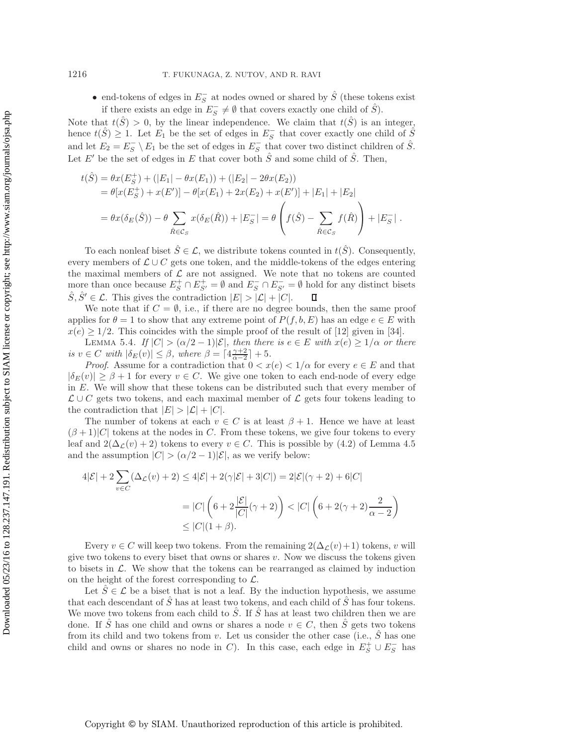- end-tokens of edges in $E_S^-$ at nodes owned or shared by $\hat{S}$ (these tokens exist if there exists an edge in $E_S^- \neq \emptyset$ that covers exactly one child of $\hat{S}$).

Note that $t(\hat{S}) > 0$, by the linear independence. We claim that $t(\hat{S})$ is an integer, hence $t(\hat{S}) \geq 1$. Let $E_1$ be the set of edges in $E_S^-$ that cover exactly one child of $\hat{S}$ and let $E_2 = E_S^- \setminus E_1$ be the set of edges in $E_S^-$ that cover two distinct children of $\hat{S}$. Let $E'$ be the set of edges in $E$ that cover both $\hat{S}$ and some child of $\hat{S}$. Then,

$$
\begin{aligned}
t(\hat{S}) &= \theta x(E_S^+) + (|E_1| - \theta x(E_1)) + (|E_2| - 2\theta x(E_2)) \\
&= \theta[x(E_S^+) + x(E')] - \theta[x(E_1) + 2x(E_2) + x(E')] + |E_1| + |E_2| \\
&= \theta x(\delta_E(\hat{S})) - \theta \sum_{\hat{R} \in \mathcal{C}_S} x(\delta_E(\hat{R})) + |E_S^-| = \theta \left( f(\hat{S}) - \sum_{\hat{R} \in \mathcal{C}_S} f(\hat{R}) \right) + |E_S^-| .
\end{aligned}
$$

To each nonleaf biset $\hat{S} \in \mathcal{L}$, we distribute tokens counted in $t(\hat{S})$. Consequently, every members of $\mathcal{L} \cup C$ gets one token, and the middle-tokens of the edges entering the maximal members of $\mathcal{L}$ are not assigned. We note that no tokens are counted more than once because $E_S^+ \cap E_{S'}^+ = \emptyset$ and $E_S^- \cap E_{S'}^- = \emptyset$ hold for any distinct bisets $\hat{S}, \hat{S}' \in \mathcal{L}$. This gives the contradiction $|E| > |\mathcal{L}| + |C|$. $\square$

We note that if $C = \emptyset$, i.e., if there are no degree bounds, then the same proof applies for $\theta = 1$ to show that any extreme point of $P(f, b, E)$ has an edge $e \in E$ with $x(e) \geq 1/2$. This coincides with the simple proof of the result of [12] given in [34].

Lemma 5.4. *If $|C| > (\alpha/2 - 1)|\mathcal{E}|$, then there is $e \in E$ with $x(e) \geq 1/\alpha$ or there is $v \in C$ with $|\delta_E(v)| \leq \beta$, where $\beta = \lceil 4\frac{\gamma+2}{\alpha-2} \rceil + 5$.*

*Proof.* Assume for a contradiction that $0 < x(e) < 1/\alpha$ for every $e \in E$ and that $|\delta_E(v)| \geq \beta + 1$ for every $v \in C$. We give one token to each end-node of every edge in $E$. We will show that these tokens can be distributed such that every member of $\mathcal{L} \cup C$ gets two tokens, and each maximal member of $\mathcal{L}$ gets four tokens leading to the contradiction that $|E| > |\mathcal{L}| + |C|$.

The number of tokens at each $v \in C$ is at least $\beta + 1$. Hence we have at least $(\beta + 1)|C|$ tokens at the nodes in $C$. From these tokens, we give four tokens to every leaf and $2(\Delta_{\mathcal{L}}(v) + 2)$ tokens to every $v \in C$. This is possible by (4.2) of Lemma 4.5 and the assumption $|C| > (\alpha/2 - 1)|\mathcal{E}|$, as we verify below:

$$
\begin{aligned}
4|\mathcal{E}| + 2\sum_{v \in C} (\Delta_{\mathcal{L}}(v) + 2) &\leq 4|\mathcal{E}| + 2(\gamma|\mathcal{E}| + 3|C|) = 2|\mathcal{E}|(\gamma + 2) + 6|C| \\
&= |C| \left( 6 + 2\frac{|\mathcal{E}|}{|C|}(\gamma + 2) \right) < |C| \left( 6 + 2(\gamma + 2)\frac{2}{\alpha - 2} \right) \\
&\leq |C|(1 + \beta).
\end{aligned}
$$

Every $v \in C$ will keep two tokens. From the remaining $2(\Delta_{\mathcal{L}}(v) + 1)$ tokens, $v$ will give two tokens to every biset that owns or shares $v$. Now we discuss the tokens given to bisets in $\mathcal{L}$. We show that the tokens can be rearranged as claimed by induction on the height of the forest corresponding to $\mathcal{L}$.

Let $\hat{S} \in \mathcal{L}$ be a biset that is not a leaf. By the induction hypothesis, we assume that each descendant of $\hat{S}$ has at least two tokens, and each child of $\hat{S}$ has four tokens. We move two tokens from each child to $\hat{S}$. If $\hat{S}$ has at least two children then we are done. If $\hat{S}$ has one child and owns or shares a node $v \in C$, then $\hat{S}$ gets two tokens from its child and two tokens from $v$. Let us consider the other case (i.e., $\hat{S}$ has one child and owns or shares no node in $C$). In this case, each edge in $E_S^+ \cup E_S^-$ has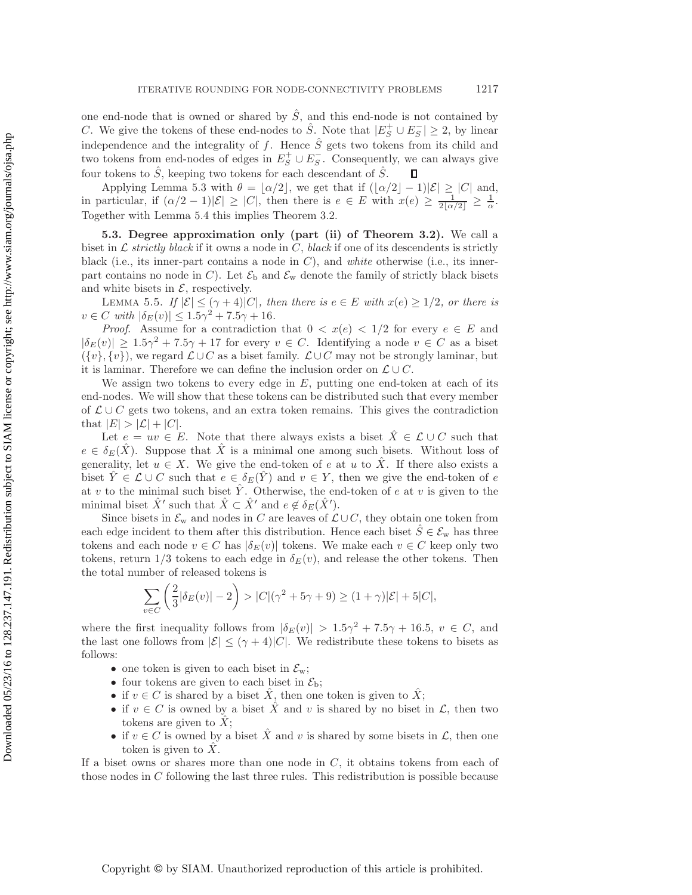one end-node that is owned or shared by $\hat{S}$, and this end-node is not contained by $C$. We give the tokens of these end-nodes to $\hat{S}$. Note that $|E_S^+ \cup E_S^-| \geq 2$, by linear independence and the integrality of $f$. Hence $\hat{S}$ gets two tokens from its child and two tokens from end-nodes of edges in $E_S^+ \cup E_S^-$. Consequently, we can always give four tokens to $\hat{S}$, keeping two tokens for each descendant of $\hat{S}$. ∎

Applying Lemma 5.3 with $\theta = \lfloor \alpha/2 \rfloor$, we get that if $(\lfloor \alpha/2 \rfloor - 1)|\mathcal{E}| \geq |C|$ and, in particular, if $(\alpha/2 - 1)|\mathcal{E}| \geq |C|$, then there is $e \in E$ with $x(e) \geq \frac{1}{2\lfloor \alpha/2 \rfloor} \geq \frac{1}{\alpha}$. Together with Lemma 5.4 this implies Theorem 3.2.

### 5.3. Degree approximation only (part (ii) of Theorem 3.2).

We call a biset in $\mathcal{L}$ *strictly black* if it owns a node in $C$, *black* if one of its descendents is strictly black (i.e., its inner-part contains a node in $C$), and *white* otherwise (i.e., its inner-part contains no node in $C$). Let $\mathcal{E}_\mathrm{b}$ and $\mathcal{E}_\mathrm{w}$ denote the family of strictly black bisets and white bisets in $\mathcal{E}$, respectively.

Lemma 5.5. *If $|\mathcal{E}| \leq (\gamma + 4)|C|$, then there is $e \in E$ with $x(e) \geq 1/2$, or there is $v \in C$ with $|\delta_E(v)| \leq 1.5\gamma^2 + 7.5\gamma + 16$.*

*Proof.* Assume for a contradiction that $0 < x(e) < 1/2$ for every $e \in E$ and $|\delta_E(v)| \geq 1.5\gamma^2 + 7.5\gamma + 17$ for every $v \in C$. Identifying a node $v \in C$ as a biset $(\{v\}, \{v\})$, we regard $\mathcal{L} \cup C$ as a biset family. $\mathcal{L} \cup C$ may not be strongly laminar, but it is laminar. Therefore we can define the inclusion order on $\mathcal{L} \cup C$.

We assign two tokens to every edge in $E$, putting one end-token at each of its end-nodes. We will show that these tokens can be distributed such that every member of $\mathcal{L} \cup C$ gets two tokens, and an extra token remains. This gives the contradiction that $|E| > |\mathcal{L}| + |C|$.

Let $e = uv \in E$. Note that there always exists a biset $\hat{X} \in \mathcal{L} \cup C$ such that $e \in \delta_E(\hat{X})$. Suppose that $\hat{X}$ is a minimal one among such bisets. Without loss of generality, let $u \in X$. We give the end-token of $e$ at $u$ to $\hat{X}$. If there also exists a biset $\hat{Y} \in \mathcal{L} \cup C$ such that $e \in \delta_E(\hat{Y})$ and $v \in Y$, then we give the end-token of $e$ at $v$ to the minimal such biset $\hat{Y}$. Otherwise, the end-token of $e$ at $v$ is given to the minimal biset $\hat{X}'$ such that $\hat{X} \subset \hat{X}'$ and $e \notin \delta_E(\hat{X}')$.

Since bisets in $\mathcal{E}_\mathrm{w}$ and nodes in $C$ are leaves of $\mathcal{L} \cup C$, they obtain one token from each edge incident to them after this distribution. Hence each biset $\hat{S} \in \mathcal{E}_\mathrm{w}$ has three tokens and each node $v \in C$ has $|\delta_E(v)|$ tokens. We make each $v \in C$ keep only two tokens, return $1/3$ tokens to each edge in $\delta_E(v)$, and release the other tokens. Then the total number of released tokens is

$$\sum_{v \in C} \left( \frac{2}{3}|\delta_E(v)| - 2 \right) > |C|(\gamma^2 + 5\gamma + 9) \geq (1 + \gamma)|\mathcal{E}| + 5|C|,$$

where the first inequality follows from $|\delta_E(v)| > 1.5\gamma^2 + 7.5\gamma + 16.5$, $v \in C$, and the last one follows from $|\mathcal{E}| \leq (\gamma + 4)|C|$. We redistribute these tokens to bisets as follows:

- one token is given to each biset in $\mathcal{E}_\mathrm{w}$;
- four tokens are given to each biset in $\mathcal{E}_\mathrm{b}$;
- if $v \in C$ is shared by a biset $\hat{X}$, then one token is given to $\hat{X}$;
- if $v \in C$ is owned by a biset $\hat{X}$ and $v$ is shared by no biset in $\mathcal{L}$, then two tokens are given to $\hat{X}$;
- if $v \in C$ is owned by a biset $\hat{X}$ and $v$ is shared by some bisets in $\mathcal{L}$, then one token is given to $\hat{X}$.

If a biset owns or shares more than one node in $C$, it obtains tokens from each of those nodes in $C$ following the last three rules. This redistribution is possible because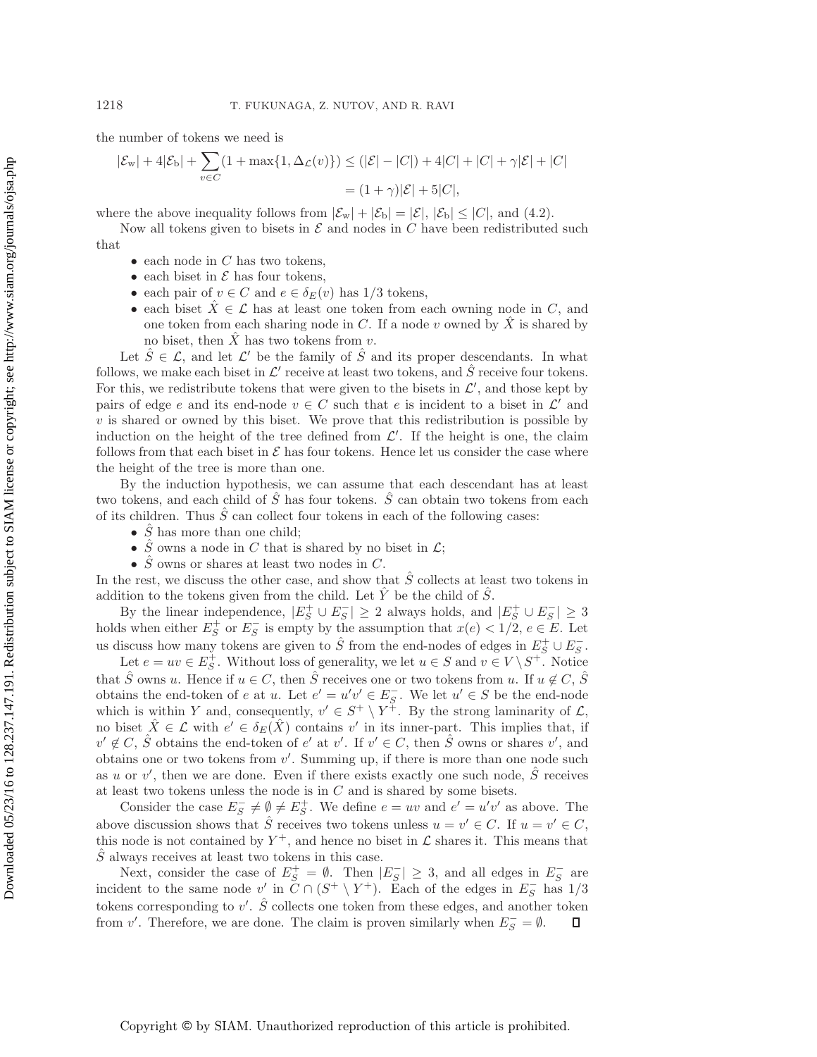the number of tokens we need is

$$|\mathcal{E}_{\rm w}| + 4|\mathcal{E}_{\rm b}| + \sum_{v \in C}(1 + \max\{1, \Delta_{\mathcal{L}}(v)\}) \leq (|\mathcal{E}| - |C|) + 4|C| + |C| + \gamma|\mathcal{E}| + |C|$$
$$= (1+\gamma)|\mathcal{E}| + 5|C|,$$

where the above inequality follows from $|\mathcal{E}_{\rm w}| + |\mathcal{E}_{\rm b}| = |\mathcal{E}|$, $|\mathcal{E}_{\rm b}| \leq |C|$, and (4.2).

Now all tokens given to bisets in $\mathcal{E}$ and nodes in $C$ have been redistributed such that

- each node in $C$ has two tokens,
- each biset in $\mathcal{E}$ has four tokens,
- each pair of $v \in C$ and $e \in \delta_E(v)$ has $1/3$ tokens,
- each biset $\hat{X} \in \mathcal{L}$ has at least one token from each owning node in $C$, and one token from each sharing node in $C$. If a node $v$ owned by $\hat{X}$ is shared by no biset, then $\hat{X}$ has two tokens from $v$.

Let $\hat{S} \in \mathcal{L}$, and let $\mathcal{L}'$ be the family of $\hat{S}$ and its proper descendants. In what follows, we make each biset in $\mathcal{L}'$ receive at least two tokens, and $\hat{S}$ receive four tokens. For this, we redistribute tokens that were given to the bisets in $\mathcal{L}'$, and those kept by pairs of edge $e$ and its end-node $v \in C$ such that $e$ is incident to a biset in $\mathcal{L}'$ and $v$ is shared or owned by this biset. We prove that this redistribution is possible by induction on the height of the tree defined from $\mathcal{L}'$. If the height is one, the claim follows from that each biset in $\mathcal{E}$ has four tokens. Hence let us consider the case where the height of the tree is more than one.

By the induction hypothesis, we can assume that each descendant has at least two tokens, and each child of $\hat{S}$ has four tokens. $\hat{S}$ can obtain two tokens from each of its children. Thus $\hat{S}$ can collect four tokens in each of the following cases:

- $\hat{S}$ has more than one child;
- $\hat{S}$ owns a node in $C$ that is shared by no biset in $\mathcal{L}$;
- $\hat{S}$ owns or shares at least two nodes in $C$.

In the rest, we discuss the other case, and show that $\hat{S}$ collects at least two tokens in addition to the tokens given from the child. Let $\hat{Y}$ be the child of $\hat{S}$.

By the linear independence, $|E_S^+ \cup E_S^-| \geq 2$ always holds, and $|E_S^+ \cup E_S^-| \geq 3$ holds when either $E_S^+$ or $E_S^-$ is empty by the assumption that $x(e) < 1/2$, $e \in E$. Let us discuss how many tokens are given to $\hat{S}$ from the end-nodes of edges in $E_S^+ \cup E_S^-$.

Let $e = uv \in E_S^+$. Without loss of generality, we let $u \in S$ and $v \in V \setminus S^+$. Notice that $\hat{S}$ owns $u$. Hence if $u \in C$, then $\hat{S}$ receives one or two tokens from $u$. If $u \notin C$, $\hat{S}$ obtains the end-token of $e$ at $u$. Let $e' = u'v' \in E_S^-$. We let $u' \in S$ be the end-node which is within $Y$ and, consequently, $v' \in S^+ \setminus Y^+$. By the strong laminarity of $\mathcal{L}$, no biset $\hat{X} \in \mathcal{L}$ with $e' \in \delta_E(\hat{X})$ contains $v'$ in its inner-part. This implies that, if $v' \notin C$, $\hat{S}$ obtains the end-token of $e'$ at $v'$. If $v' \in C$, then $\hat{S}$ owns or shares $v'$, and obtains one or two tokens from $v'$. Summing up, if there is more than one node such as $u$ or $v'$, then we are done. Even if there exists exactly one such node, $\hat{S}$ receives at least two tokens unless the node is in $C$ and is shared by some bisets.

Consider the case $E_S^- \neq \emptyset \neq E_S^+$. We define $e = uv$ and $e' = u'v'$ as above. The above discussion shows that $\hat{S}$ receives two tokens unless $u = v' \in C$. If $u = v' \in C$, this node is not contained by $Y^+$, and hence no biset in $\mathcal{L}$ shares it. This means that $\hat{S}$ always receives at least two tokens in this case.

Next, consider the case of $E_S^+ = \emptyset$. Then $|E_S^-| \geq 3$, and all edges in $E_S^-$ are incident to the same node $v'$ in $C \cap (S^+ \setminus Y^+)$. Each of the edges in $E_S^-$ has $1/3$ tokens corresponding to $v'$. $\hat{S}$ collects one token from these edges, and another token from $v'$. Therefore, we are done. The claim is proven similarly when $E_S^- = \emptyset$. $\square$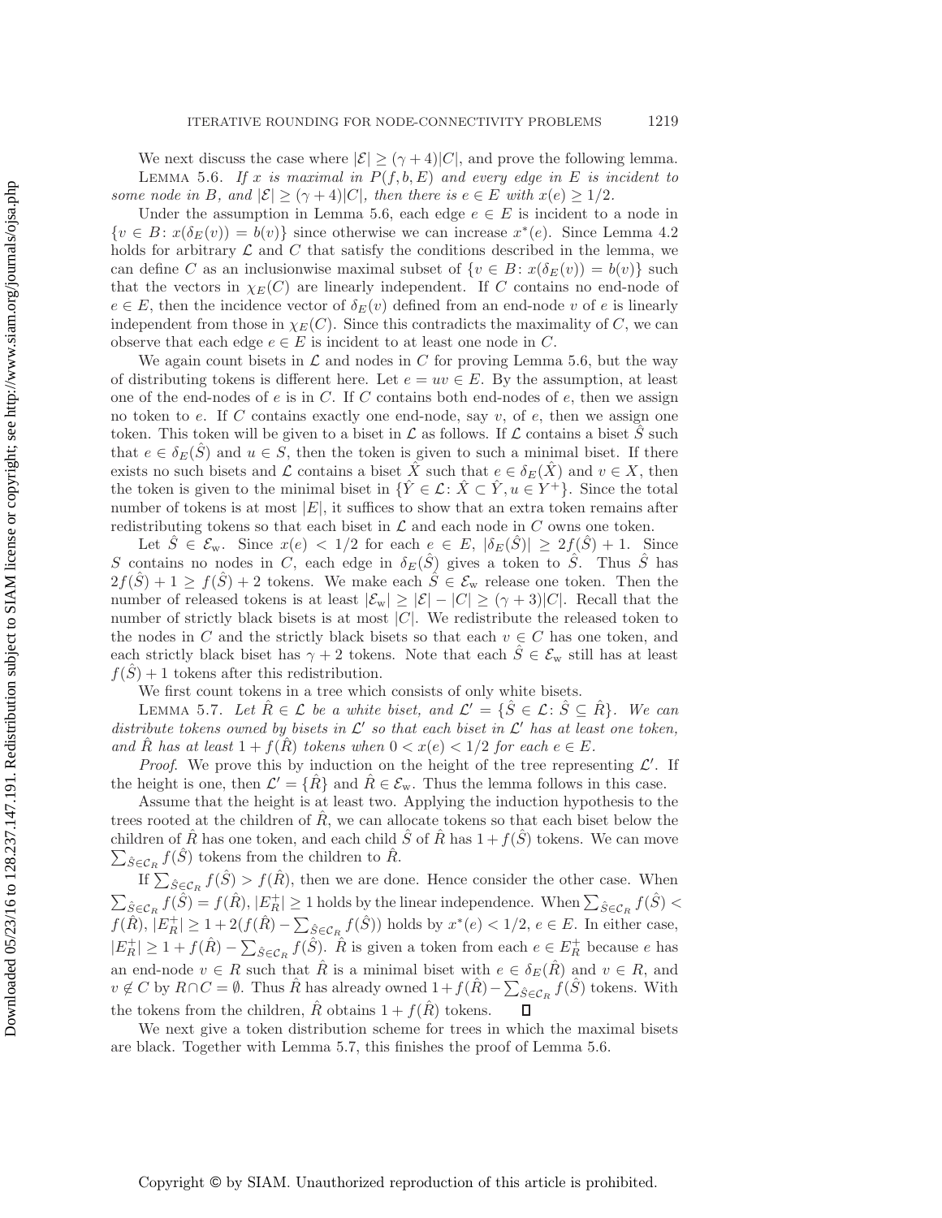We next discuss the case where $|\mathcal{E}| \geq (\gamma+4)|C|$, and prove the following lemma.

LEMMA 5.6. *If $x$ is maximal in $P(f,b,E)$ and every edge in $E$ is incident to some node in $B$, and $|\mathcal{E}| \geq (\gamma+4)|C|$, then there is $e \in E$ with $x(e) \geq 1/2$.*

Under the assumption in Lemma 5.6, each edge $e \in E$ is incident to a node in $\{v \in B \colon x(\delta_E(v)) = b(v)\}$ since otherwise we can increase $x^*(e)$. Since Lemma 4.2 holds for arbitrary $\mathcal{L}$ and $C$ that satisfy the conditions described in the lemma, we can define $C$ as an inclusionwise maximal subset of $\{v \in B \colon x(\delta_E(v)) = b(v)\}$ such that the vectors in $\chi_E(C)$ are linearly independent. If $C$ contains no end-node of $e \in E$, then the incidence vector of $\delta_E(v)$ defined from an end-node $v$ of $e$ is linearly independent from those in $\chi_E(C)$. Since this contradicts the maximality of $C$, we can observe that each edge $e \in E$ is incident to at least one node in $C$.

We again count bisets in $\mathcal{L}$ and nodes in $C$ for proving Lemma 5.6, but the way of distributing tokens is different here. Let $e = uv \in E$. By the assumption, at least one of the end-nodes of $e$ is in $C$. If $C$ contains both end-nodes of $e$, then we assign no token to $e$. If $C$ contains exactly one end-node, say $v$, of $e$, then we assign one token. This token will be given to a biset in $\mathcal{L}$ as follows. If $\mathcal{L}$ contains a biset $\hat{S}$ such that $e \in \delta_E(\hat{S})$ and $u \in S$, then the token is given to such a minimal biset. If there exists no such bisets and $\mathcal{L}$ contains a biset $\hat{X}$ such that $e \in \delta_E(\hat{X})$ and $v \in X$, then the token is given to the minimal biset in $\{\hat{Y} \in \mathcal{L} \colon \hat{X} \subset \hat{Y}, u \in Y^+\}$. Since the total number of tokens is at most $|E|$, it suffices to show that an extra token remains after redistributing tokens so that each biset in $\mathcal{L}$ and each node in $C$ owns one token.

Let $\hat{S} \in \mathcal{E}_{\mathrm{w}}$. Since $x(e) < 1/2$ for each $e \in E$, $|\delta_E(\hat{S})| \geq 2f(\hat{S}) + 1$. Since $S$ contains no nodes in $C$, each edge in $\delta_E(\hat{S})$ gives a token to $\hat{S}$. Thus $\hat{S}$ has $2f(\hat{S}) + 1 \geq f(\hat{S}) + 2$ tokens. We make each $\hat{S} \in \mathcal{E}_{\mathrm{w}}$ release one token. Then the number of released tokens is at least $|\mathcal{E}_{\mathrm{w}}| \geq |\mathcal{E}| - |C| \geq (\gamma+3)|C|$. Recall that the number of strictly black bisets is at most $|C|$. We redistribute the released token to the nodes in $C$ and the strictly black bisets so that each $v \in C$ has one token, and each strictly black biset has $\gamma + 2$ tokens. Note that each $\hat{S} \in \mathcal{E}_{\mathrm{w}}$ still has at least $f(\hat{S}) + 1$ tokens after this redistribution.

We first count tokens in a tree which consists of only white bisets.

LEMMA 5.7. *Let $\hat{R} \in \mathcal{L}$ be a white biset, and $\mathcal{L}' = \{\hat{S} \in \mathcal{L} \colon \hat{S} \subseteq \hat{R}\}$. We can distribute tokens owned by bisets in $\mathcal{L}'$ so that each biset in $\mathcal{L}'$ has at least one token, and $\hat{R}$ has at least $1 + f(\hat{R})$ tokens when $0 < x(e) < 1/2$ for each $e \in E$.*

*Proof*. We prove this by induction on the height of the tree representing $\mathcal{L}'$. If the height is one, then $\mathcal{L}' = \{\hat{R}\}$ and $\hat{R} \in \mathcal{E}_{\mathrm{w}}$. Thus the lemma follows in this case.

Assume that the height is at least two. Applying the induction hypothesis to the trees rooted at the children of $\hat{R}$, we can allocate tokens so that each biset below the children of $\hat{R}$ has one token, and each child $\hat{S}$ of $\hat{R}$ has $1 + f(\hat{S})$ tokens. We can move $\sum_{\hat{S} \in \mathcal{C}_R} f(\hat{S})$ tokens from the children to $\hat{R}$.

If $\sum_{\hat{S} \in \mathcal{C}_R} f(\hat{S}) > f(\hat{R})$, then we are done. Hence consider the other case. When $\sum_{\hat{S} \in \mathcal{C}_R} f(\hat{S}) = f(\hat{R})$, $|E_R^+| \geq 1$ holds by the linear independence. When $\sum_{\hat{S} \in \mathcal{C}_R} f(\hat{S}) < f(\hat{R})$, $|E_R^+| \geq 1 + 2(f(\hat{R}) - \sum_{\hat{S} \in \mathcal{C}_R} f(\hat{S}))$ holds by $x^*(e) < 1/2$, $e \in E$. In either case, $|E_R^+| \geq 1 + f(\hat{R}) - \sum_{\hat{S} \in \mathcal{C}_R} f(\hat{S})$. $\hat{R}$ is given a token from each $e \in E_R^+$ because $e$ has an end-node $v \in R$ such that $\hat{R}$ is a minimal biset with $e \in \delta_E(\hat{R})$ and $v \in R$, and $v \notin C$ by $R \cap C = \emptyset$. Thus $\hat{R}$ has already owned $1 + f(\hat{R}) - \sum_{\hat{S} \in \mathcal{C}_R} f(\hat{S})$ tokens. With the tokens from the children, $\hat{R}$ obtains $1 + f(\hat{R})$ tokens. $\square$

We next give a token distribution scheme for trees in which the maximal bisets are black. Together with Lemma 5.7, this finishes the proof of Lemma 5.6.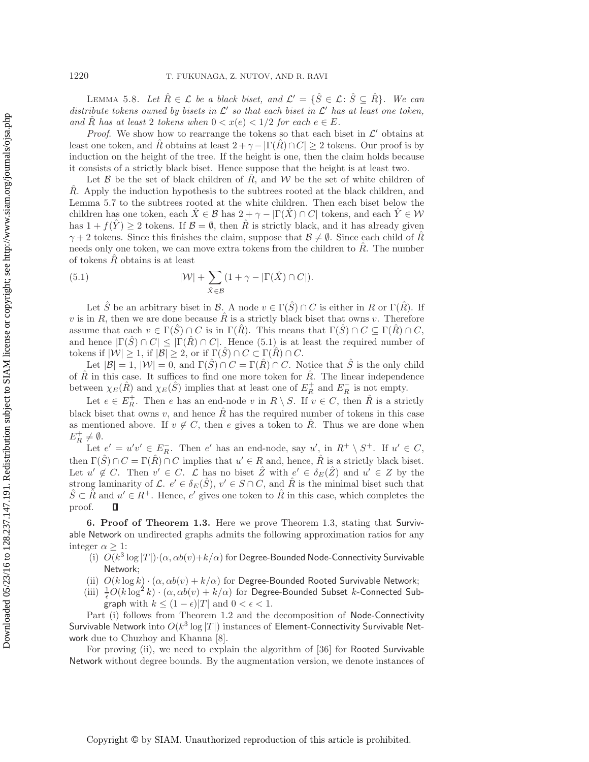**Lemma 5.8.** *Let $\hat{R} \in \mathcal{L}$ be a black biset, and $\mathcal{L}' = \{\hat{S} \in \mathcal{L} : \hat{S} \subseteq \hat{R}\}$. We can distribute tokens owned by bisets in $\mathcal{L}'$ so that each biset in $\mathcal{L}'$ has at least one token, and $\hat{R}$ has at least 2 tokens when $0 < x(e) < 1/2$ for each $e \in E$.*

*Proof.* We show how to rearrange the tokens so that each biset in $\mathcal{L}'$ obtains at least one token, and $\hat{R}$ obtains at least $2 + \gamma - |\Gamma(\hat{R}) \cap C| \geq 2$ tokens. Our proof is by induction on the height of the tree. If the height is one, then the claim holds because it consists of a strictly black biset. Hence suppose that the height is at least two.

Let $\mathcal{B}$ be the set of black children of $\hat{R}$, and $\mathcal{W}$ be the set of white children of $\hat{R}$. Apply the induction hypothesis to the subtrees rooted at the black children, and Lemma 5.7 to the subtrees rooted at the white children. Then each biset below the children has one token, each $\hat{X} \in \mathcal{B}$ has $2 + \gamma - |\Gamma(\hat{X}) \cap C|$ tokens, and each $\hat{Y} \in \mathcal{W}$ has $1 + f(\hat{Y}) \geq 2$ tokens. If $\mathcal{B} = \emptyset$, then $\hat{R}$ is strictly black, and it has already given $\gamma + 2$ tokens. Since this finishes the claim, suppose that $\mathcal{B} \neq \emptyset$. Since each child of $\hat{R}$ needs only one token, we can move extra tokens from the children to $\hat{R}$. The number of tokens $\hat{R}$ obtains is at least

$$|\mathcal{W}| + \sum_{\hat{X} \in \mathcal{B}} (1 + \gamma - |\Gamma(\hat{X}) \cap C|). \tag{5.1}$$

Let $\hat{S}$ be an arbitrary biset in $\mathcal{B}$. A node $v \in \Gamma(\hat{S}) \cap C$ is either in $R$ or $\Gamma(\hat{R})$. If $v$ is in $R$, then we are done because $\hat{R}$ is a strictly black biset that owns $v$. Therefore assume that each $v \in \Gamma(\hat{S}) \cap C$ is in $\Gamma(\hat{R})$. This means that $\Gamma(\hat{S}) \cap C \subseteq \Gamma(\hat{R}) \cap C$, and hence $|\Gamma(\hat{S}) \cap C| \leq |\Gamma(\hat{R}) \cap C|$. Hence (5.1) is at least the required number of tokens if $|\mathcal{W}| \geq 1$, if $|\mathcal{B}| \geq 2$, or if $\Gamma(\hat{S}) \cap C \subset \Gamma(\hat{R}) \cap C$.

Let $|\mathcal{B}| = 1$, $|\mathcal{W}| = 0$, and $\Gamma(\hat{S}) \cap C = \Gamma(\hat{R}) \cap C$. Notice that $\hat{S}$ is the only child of $\hat{R}$ in this case. It suffices to find one more token for $\hat{R}$. The linear independence between $\chi_E(\hat{R})$ and $\chi_E(\hat{S})$ implies that at least one of $E_R^+$ and $E_R^-$ is not empty.

Let $e \in E_R^+$. Then $e$ has an end-node $v$ in $R \setminus S$. If $v \in C$, then $\hat{R}$ is a strictly black biset that owns $v$, and hence $\hat{R}$ has the required number of tokens in this case as mentioned above. If $v \notin C$, then $e$ gives a token to $\hat{R}$. Thus we are done when $E_R^+ \neq \emptyset$.

Let $e' = u'v' \in E_R^-$. Then $e'$ has an end-node, say $u'$, in $R^+ \setminus S^+$. If $u' \in C$, then $\Gamma(\hat{S}) \cap C = \Gamma(\hat{R}) \cap C$ implies that $u' \in R$ and, hence, $\hat{R}$ is a strictly black biset. Let $u' \notin C$. Then $v' \in C$. $\mathcal{L}$ has no biset $\hat{Z}$ with $e' \in \delta_E(\hat{Z})$ and $u' \in Z$ by the strong laminarity of $\mathcal{L}$. $e' \in \delta_E(\hat{S})$, $v' \in S \cap C$, and $\hat{R}$ is the minimal biset such that $\hat{S} \subset \hat{R}$ and $u' \in R^+$. Hence, $e'$ gives one token to $\hat{R}$ in this case, which completes the proof. ∎

## 6. Proof of Theorem 1.3.

Here we prove Theorem 1.3, stating that Survivable Network on undirected graphs admits the following approximation ratios for any integer $\alpha \geq 1$:

(i) $O(k^3 \log |T|) \cdot (\alpha, \alpha b(v) + k/\alpha)$ for Degree-Bounded Node-Connectivity Survivable Network;

(ii) $O(k \log k) \cdot (\alpha, \alpha b(v) + k/\alpha)$ for Degree-Bounded Rooted Survivable Network;

(iii) $\frac{1}{\epsilon} O(k \log^2 k) \cdot (\alpha, \alpha b(v) + k/\alpha)$ for Degree-Bounded Subset $k$-Connected Subgraph with $k \leq (1 - \epsilon)|T|$ and $0 < \epsilon < 1$.

Part (i) follows from Theorem 1.2 and the decomposition of Node-Connectivity Survivable Network into $O(k^3 \log |T|)$ instances of Element-Connectivity Survivable Network due to Chuzhoy and Khanna [8].

For proving (ii), we need to explain the algorithm of [36] for Rooted Survivable Network without degree bounds. By the augmentation version, we denote instances of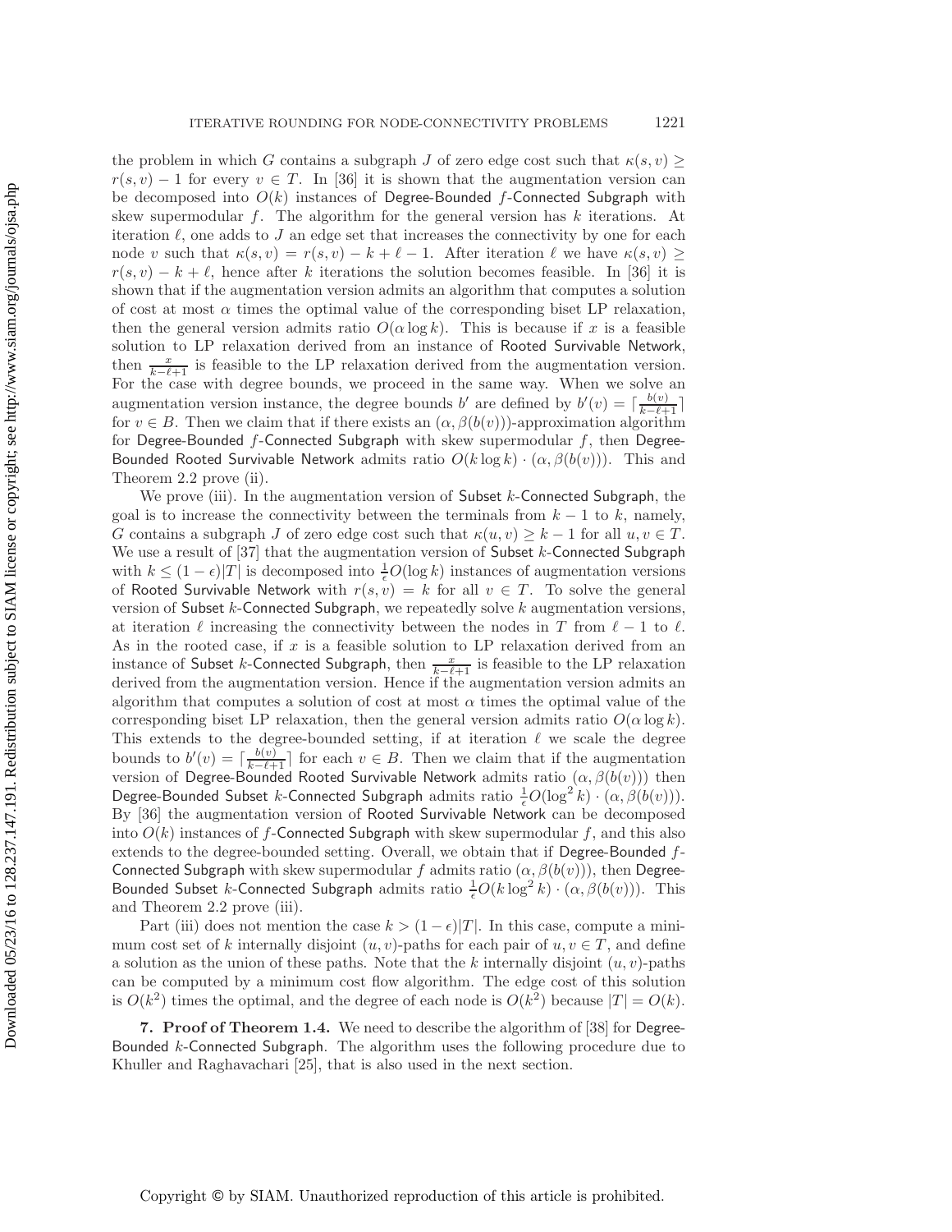the problem in which $G$ contains a subgraph $J$ of zero edge cost such that $\kappa(s,v) \geq r(s,v) - 1$ for every $v \in T$. In [36] it is shown that the augmentation version can be decomposed into $O(k)$ instances of Degree-Bounded $f$-Connected Subgraph with skew supermodular $f$. The algorithm for the general version has $k$ iterations. At iteration $\ell$, one adds to $J$ an edge set that increases the connectivity by one for each node $v$ such that $\kappa(s,v) = r(s,v) - k + \ell - 1$. After iteration $\ell$ we have $\kappa(s,v) \geq r(s,v) - k + \ell$, hence after $k$ iterations the solution becomes feasible. In [36] it is shown that if the augmentation version admits an algorithm that computes a solution of cost at most $\alpha$ times the optimal value of the corresponding biset LP relaxation, then the general version admits ratio $O(\alpha \log k)$. This is because if $x$ is a feasible solution to LP relaxation derived from an instance of Rooted Survivable Network, then $\frac{x}{k-\ell+1}$ is feasible to the LP relaxation derived from the augmentation version. For the case with degree bounds, we proceed in the same way. When we solve an augmentation version instance, the degree bounds $b'$ are defined by $b'(v) = \lceil \frac{b(v)}{k-\ell+1} \rceil$ for $v \in B$. Then we claim that if there exists an $(\alpha, \beta(b(v)))$-approximation algorithm for Degree-Bounded $f$-Connected Subgraph with skew supermodular $f$, then Degree-Bounded Rooted Survivable Network admits ratio $O(k \log k) \cdot (\alpha, \beta(b(v)))$. This and Theorem 2.2 prove (ii).

We prove (iii). In the augmentation version of Subset $k$-Connected Subgraph, the goal is to increase the connectivity between the terminals from $k-1$ to $k$, namely, $G$ contains a subgraph $J$ of zero edge cost such that $\kappa(u,v) \geq k-1$ for all $u, v \in T$. We use a result of [37] that the augmentation version of Subset $k$-Connected Subgraph with $k \leq (1-\epsilon)|T|$ is decomposed into $\frac{1}{\epsilon} O(\log k)$ instances of augmentation versions of Rooted Survivable Network with $r(s,v) = k$ for all $v \in T$. To solve the general version of Subset $k$-Connected Subgraph, we repeatedly solve $k$ augmentation versions, at iteration $\ell$ increasing the connectivity between the nodes in $T$ from $\ell - 1$ to $\ell$. As in the rooted case, if $x$ is a feasible solution to LP relaxation derived from an instance of Subset $k$-Connected Subgraph, then $\frac{x}{k-\ell+1}$ is feasible to the LP relaxation derived from the augmentation version. Hence if the augmentation version admits an algorithm that computes a solution of cost at most $\alpha$ times the optimal value of the corresponding biset LP relaxation, then the general version admits ratio $O(\alpha \log k)$. This extends to the degree-bounded setting, if at iteration $\ell$ we scale the degree bounds to $b'(v) = \lceil \frac{b(v)}{k-\ell+1} \rceil$ for each $v \in B$. Then we claim that if the augmentation version of Degree-Bounded Rooted Survivable Network admits ratio $(\alpha, \beta(b(v)))$ then Degree-Bounded Subset $k$-Connected Subgraph admits ratio $\frac{1}{\epsilon} O(\log^2 k) \cdot (\alpha, \beta(b(v)))$. By [36] the augmentation version of Rooted Survivable Network can be decomposed into $O(k)$ instances of $f$-Connected Subgraph with skew supermodular $f$, and this also extends to the degree-bounded setting. Overall, we obtain that if Degree-Bounded $f$-Connected Subgraph with skew supermodular $f$ admits ratio $(\alpha, \beta(b(v)))$, then Degree-Bounded Subset $k$-Connected Subgraph admits ratio $\frac{1}{\epsilon} O(k \log^2 k) \cdot (\alpha, \beta(b(v)))$. This and Theorem 2.2 prove (iii).

Part (iii) does not mention the case $k > (1-\epsilon)|T|$. In this case, compute a minimum cost set of $k$ internally disjoint $(u,v)$-paths for each pair of $u, v \in T$, and define a solution as the union of these paths. Note that the $k$ internally disjoint $(u,v)$-paths can be computed by a minimum cost flow algorithm. The edge cost of this solution is $O(k^2)$ times the optimal, and the degree of each node is $O(k^2)$ because $|T| = O(k)$.

## 7. Proof of Theorem 1.4.

We need to describe the algorithm of [38] for Degree-Bounded $k$-Connected Subgraph. The algorithm uses the following procedure due to Khuller and Raghavachari [25], that is also used in the next section.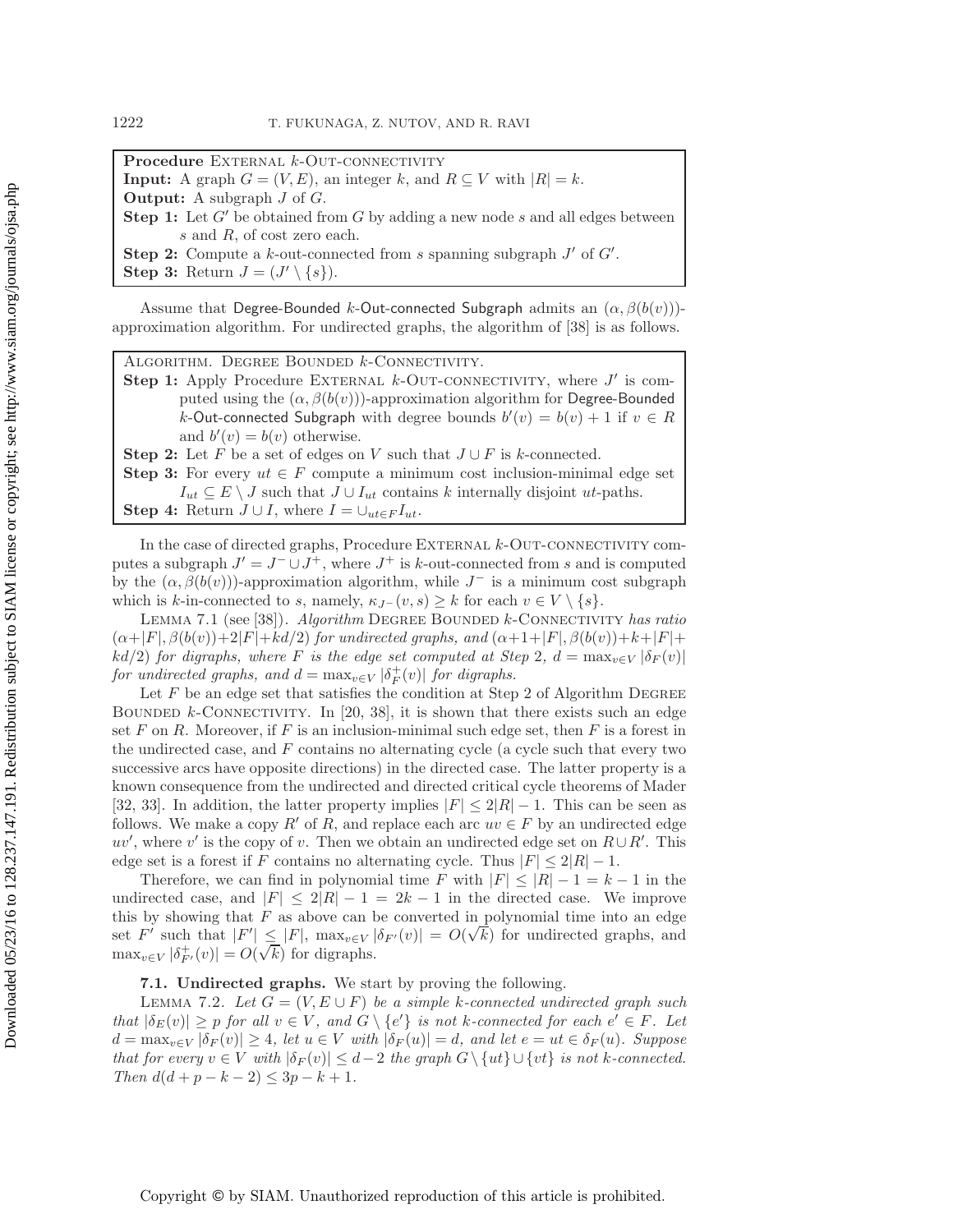**Procedure** External $k$-Out-connectivity
**Input:** A graph $G = (V, E)$, an integer $k$, and $R \subseteq V$ with $|R| = k$.
**Output:** A subgraph $J$ of $G$.
**Step 1:** Let $G'$ be obtained from $G$ by adding a new node $s$ and all edges between $s$ and $R$, of cost zero each.
**Step 2:** Compute a $k$-out-connected from $s$ spanning subgraph $J'$ of $G'$.
**Step 3:** Return $J = (J' \setminus \{s\})$.

Assume that Degree-Bounded $k$-Out-connected Subgraph admits an $(\alpha, \beta(b(v)))$-approximation algorithm. For undirected graphs, the algorithm of [38] is as follows.

Algorithm. Degree Bounded $k$-Connectivity.
**Step 1:** Apply Procedure External $k$-Out-connectivity, where $J'$ is computed using the $(\alpha, \beta(b(v)))$-approximation algorithm for Degree-Bounded $k$-Out-connected Subgraph with degree bounds $b'(v) = b(v) + 1$ if $v \in R$ and $b'(v) = b(v)$ otherwise.
**Step 2:** Let $F$ be a set of edges on $V$ such that $J \cup F$ is $k$-connected.
**Step 3:** For every $ut \in F$ compute a minimum cost inclusion-minimal edge set $I_{ut} \subseteq E \setminus J$ such that $J \cup I_{ut}$ contains $k$ internally disjoint $ut$-paths.
**Step 4:** Return $J \cup I$, where $I = \cup_{ut \in F} I_{ut}$.

In the case of directed graphs, Procedure External $k$-Out-connectivity computes a subgraph $J' = J^- \cup J^+$, where $J^+$ is $k$-out-connected from $s$ and is computed by the $(\alpha, \beta(b(v)))$-approximation algorithm, while $J^-$ is a minimum cost subgraph which is $k$-in-connected to $s$, namely, $\kappa_{J^-}(v, s) \geq k$ for each $v \in V \setminus \{s\}$.

Lemma 7.1 (see [38]). *Algorithm* Degree Bounded $k$-Connectivity *has ratio* $(\alpha+|F|, \beta(b(v))+2|F|+kd/2)$ *for undirected graphs, and* $(\alpha+1+|F|, \beta(b(v))+k+|F|+kd/2)$ *for digraphs, where $F$ is the edge set computed at Step* 2*,* $d = \max_{v\in V} |\delta_F(v)|$ *for undirected graphs, and* $d = \max_{v\in V} |\delta^+_F(v)|$ *for digraphs.*

Let $F$ be an edge set that satisfies the condition at Step 2 of Algorithm Degree Bounded $k$-Connectivity. In [20, 38], it is shown that there exists such an edge set $F$ on $R$. Moreover, if $F$ is an inclusion-minimal such edge set, then $F$ is a forest in the undirected case, and $F$ contains no alternating cycle (a cycle such that every two successive arcs have opposite directions) in the directed case. The latter property is a known consequence from the undirected and directed critical cycle theorems of Mader [32, 33]. In addition, the latter property implies $|F| \leq 2|R| - 1$. This can be seen as follows. We make a copy $R'$ of $R$, and replace each arc $uv \in F$ by an undirected edge $uv'$, where $v'$ is the copy of $v$. Then we obtain an undirected edge set on $R \cup R'$. This edge set is a forest if $F$ contains no alternating cycle. Thus $|F| \leq 2|R| - 1$.

Therefore, we can find in polynomial time $F$ with $|F| \leq |R| - 1 = k - 1$ in the undirected case, and $|F| \leq 2|R| - 1 = 2k - 1$ in the directed case. We improve this by showing that $F$ as above can be converted in polynomial time into an edge set $F'$ such that $|F'| \leq |F|$, $\max_{v\in V} |\delta_{F'}(v)| = O(\sqrt{k})$ for undirected graphs, and $\max_{v\in V} |\delta^+_{F'}(v)| = O(\sqrt{k})$ for digraphs.

### 7.1. Undirected graphs.

We start by proving the following.

Lemma 7.2. *Let $G = (V, E \cup F)$ be a simple $k$-connected undirected graph such that $|\delta_E(v)| \geq p$ for all $v \in V$, and $G \setminus \{e'\}$ is not $k$-connected for each $e' \in F$. Let $d = \max_{v\in V} |\delta_F(v)| \geq 4$, let $u \in V$ with $|\delta_F(u)| = d$, and let $e = ut \in \delta_F(u)$. Suppose that for every $v \in V$ with $|\delta_F(v)| \leq d-2$ the graph $G \setminus \{ut\} \cup \{vt\}$ is not $k$-connected. Then $d(d + p - k - 2) \leq 3p - k + 1$.*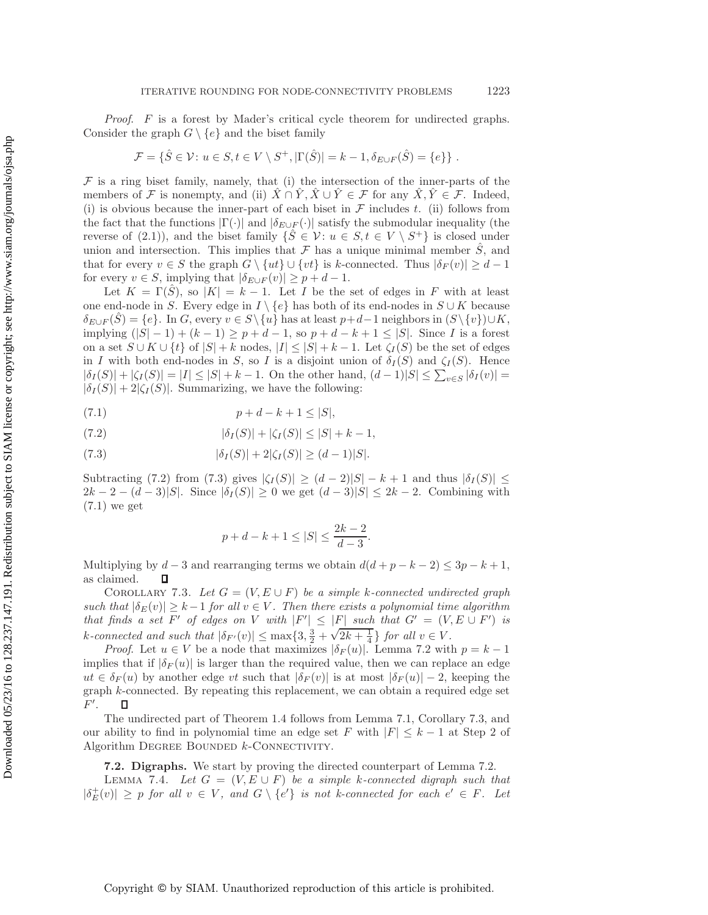*Proof.* $F$ is a forest by Mader's critical cycle theorem for undirected graphs. Consider the graph $G \setminus \{e\}$ and the biset family

$$\mathcal{F} = \{\hat{S} \in \mathcal{V} \colon u \in S, t \in V \setminus S^+, |\Gamma(\hat{S})| = k-1, \delta_{E \cup F}(\hat{S}) = \{e\}\}\ .$$

$\mathcal{F}$ is a ring biset family, namely, that (i) the intersection of the inner-parts of the members of $\mathcal{F}$ is nonempty, and (ii) $\hat{X} \cap \hat{Y}, \hat{X} \cup \hat{Y} \in \mathcal{F}$ for any $\hat{X}, \hat{Y} \in \mathcal{F}$. Indeed, (i) is obvious because the inner-part of each biset in $\mathcal{F}$ includes $t$. (ii) follows from the fact that the functions $|\Gamma(\cdot)|$ and $|\delta_{E\cup F}(\cdot)|$ satisfy the submodular inequality (the reverse of (2.1)), and the biset family $\{\hat{S} \in \mathcal{V} \colon u \in S, t \in V \setminus S^+\}$ is closed under union and intersection. This implies that $\mathcal{F}$ has a unique minimal member $\hat{S}$, and that for every $v \in S$ the graph $G \setminus \{ut\} \cup \{vt\}$ is $k$-connected. Thus $|\delta_F(v)| \geq d-1$ for every $v \in S$, implying that $|\delta_{E \cup F}(v)| \geq p + d - 1$.

Let $K = \Gamma(\hat{S})$, so $|K| = k-1$. Let $I$ be the set of edges in $F$ with at least one end-node in $S$. Every edge in $I \setminus \{e\}$ has both of its end-nodes in $S \cup K$ because $\delta_{E \cup F}(\hat{S}) = \{e\}$. In $G$, every $v \in S \setminus \{u\}$ has at least $p+d-1$ neighbors in $(S \setminus \{v\}) \cup K$, implying $(|S|-1) + (k-1) \geq p + d - 1$, so $p + d - k + 1 \leq |S|$. Since $I$ is a forest on a set $S \cup K \cup \{t\}$ of $|S| + k$ nodes, $|I| \leq |S| + k - 1$. Let $\zeta_I(S)$ be the set of edges in $I$ with both end-nodes in $S$, so $I$ is a disjoint union of $\delta_I(S)$ and $\zeta_I(S)$. Hence $|\delta_I(S)| + |\zeta_I(S)| = |I| \leq |S| + k - 1$. On the other hand, $(d-1)|S| \leq \sum_{v \in S} |\delta_I(v)| = |\delta_I(S)| + 2|\zeta_I(S)|$. Summarizing, we have the following:

$$p + d - k + 1 \leq |S|, \tag{7.1}$$

$$|\delta_I(S)| + |\zeta_I(S)| \leq |S| + k - 1, \tag{7.2}$$

$$|\delta_I(S)| + 2|\zeta_I(S)| \geq (d-1)|S|. \tag{7.3}$$

Subtracting (7.2) from (7.3) gives $|\zeta_I(S)| \geq (d-2)|S| - k + 1$ and thus $|\delta_I(S)| \leq 2k - 2 - (d-3)|S|$. Since $|\delta_I(S)| \geq 0$ we get $(d-3)|S| \leq 2k - 2$. Combining with (7.1) we get

$$p + d - k + 1 \leq |S| \leq \frac{2k-2}{d-3}.$$

Multiplying by $d - 3$ and rearranging terms we obtain $d(d + p - k - 2) \leq 3p - k + 1$, as claimed. $\square$

COROLLARY 7.3. *Let $G = (V, E \cup F)$ be a simple $k$-connected undirected graph such that $|\delta_E(v)| \geq k-1$ for all $v \in V$. Then there exists a polynomial time algorithm that finds a set $F'$ of edges on $V$ with $|F'| \leq |F|$ such that $G' = (V, E \cup F')$ is $k$-connected and such that $|\delta_{F'}(v)| \leq \max\{3, \frac{3}{2} + \sqrt{2k + \frac{1}{4}}\}$ for all $v \in V$.*

*Proof.* Let $u \in V$ be a node that maximizes $|\delta_F(u)|$. Lemma 7.2 with $p = k-1$ implies that if $|\delta_F(u)|$ is larger than the required value, then we can replace an edge $ut \in \delta_F(u)$ by another edge $vt$ such that $|\delta_F(v)|$ is at most $|\delta_F(u)| - 2$, keeping the graph $k$-connected. By repeating this replacement, we can obtain a required edge set $F'$. $\square$

The undirected part of Theorem 1.4 follows from Lemma 7.1, Corollary 7.3, and our ability to find in polynomial time an edge set $F$ with $|F| \leq k - 1$ at Step 2 of Algorithm DEGREE BOUNDED $k$-CONNECTIVITY.

**7.2. Digraphs.** We start by proving the directed counterpart of Lemma 7.2.

LEMMA 7.4. *Let $G = (V, E \cup F)$ be a simple $k$-connected digraph such that $|\delta_E^+(v)| \geq p$ for all $v \in V$, and $G \setminus \{e'\}$ is not $k$-connected for each $e' \in F$. Let*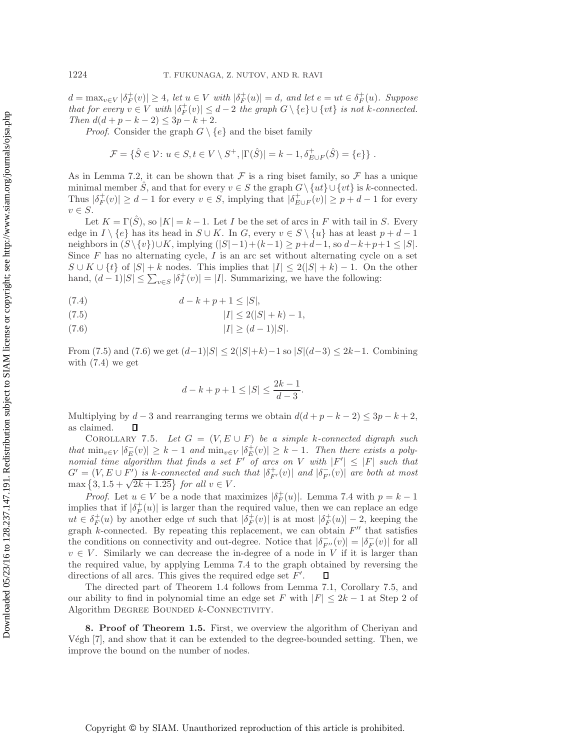$d = \max_{v \in V} |\delta^+_F(v)| \geq 4$, *let* $u \in V$ *with* $|\delta^+_F(u)| = d$, *and let* $e = ut \in \delta^+_F(u)$. *Suppose that for every* $v \in V$ *with* $|\delta^+_F(v)| \leq d-2$ *the graph* $G \setminus \{e\} \cup \{vt\}$ *is not* $k$*-connected. Then* $d(d+p-k-2) \leq 3p-k+2$.

*Proof*. Consider the graph $G \setminus \{e\}$ and the biset family

$$\mathcal{F} = \{\hat{S} \in \mathcal{V}\colon u \in S, t \in V \setminus S^+, |\Gamma(\hat{S})| = k-1, \delta^+_{E \cup F}(\hat{S}) = \{e\}\} \,.$$

As in Lemma 7.2, it can be shown that $\mathcal{F}$ is a ring biset family, so $\mathcal{F}$ has a unique minimal member $\hat{S}$, and that for every $v \in S$ the graph $G \setminus \{ut\} \cup \{vt\}$ is $k$-connected. Thus $|\delta^+_F(v)| \geq d-1$ for every $v \in S$, implying that $|\delta^+_{E\cup F}(v)| \geq p+d-1$ for every $v \in S$.

Let $K = \Gamma(\hat{S})$, so $|K| = k-1$. Let $I$ be the set of arcs in $F$ with tail in $S$. Every edge in $I \setminus \{e\}$ has its head in $S \cup K$. In $G$, every $v \in S \setminus \{u\}$ has at least $p+d-1$ neighbors in $(S \setminus \{v\}) \cup K$, implying $(|S|-1)+(k-1) \geq p+d-1$, so $d-k+p+1 \leq |S|$. Since $F$ has no alternating cycle, $I$ is an arc set without alternating cycle on a set $S \cup K \cup \{t\}$ of $|S|+k$ nodes. This implies that $|I| \leq 2(|S|+k)-1$. On the other hand, $(d-1)|S| \leq \sum_{v\in S} |\delta^+_I(v)| = |I|$. Summarizing, we have the following:

$$d-k+p+1 \leq |S|, \tag{7.4}$$

$$|I| \leq 2(|S|+k)-1, \tag{7.5}$$

$$|I| \geq (d-1)|S|. \tag{7.6}$$

From (7.5) and (7.6) we get $(d-1)|S| \leq 2(|S|+k)-1$ so $|S|(d-3) \leq 2k-1$. Combining with (7.4) we get

$$d-k+p+1 \leq |S| \leq \frac{2k-1}{d-3}.$$

Multiplying by $d-3$ and rearranging terms we obtain $d(d+p-k-2) \leq 3p-k+2$, as claimed. $\square$

Corollary 7.5. *Let* $G = (V, E \cup F)$ *be a simple* $k$*-connected digraph such that* $\min_{v\in V} |\delta^-_E(v)| \geq k-1$ *and* $\min_{v \in V} |\delta^+_E(v)| \geq k-1$. *Then there exists a polynomial time algorithm that finds a set* $F'$ *of arcs on* $V$ *with* $|F'| \leq |F|$ *such that* $G' = (V, E \cup F')$ *is* $k$*-connected and such that* $|\delta^+_{F'}(v)|$ *and* $|\delta^-_{F'}(v)|$ *are both at most* $\max\left\{3, 1.5+\sqrt{2k+1.25}\right\}$ *for all* $v \in V$.

*Proof*. Let $u \in V$ be a node that maximizes $|\delta^+_F(u)|$. Lemma 7.4 with $p = k-1$ implies that if $|\delta^+_F(u)|$ is larger than the required value, then we can replace an edge $ut \in \delta^+_F(u)$ by another edge $vt$ such that $|\delta^+_F(v)|$ is at most $|\delta^+_F(u)|-2$, keeping the graph $k$-connected. By repeating this replacement, we can obtain $F''$ that satisfies the conditions on connectivity and out-degree. Notice that $|\delta^-_{F''}(v)| = |\delta^-_F(v)|$ for all $v \in V$. Similarly we can decrease the in-degree of a node in $V$ if it is larger than the required value, by applying Lemma 7.4 to the graph obtained by reversing the directions of all arcs. This gives the required edge set $F'$. $\square$

The directed part of Theorem 1.4 follows from Lemma 7.1, Corollary 7.5, and our ability to find in polynomial time an edge set $F$ with $|F| \leq 2k-1$ at Step 2 of Algorithm Degree Bounded $k$-Connectivity.

## 8. Proof of Theorem 1.5.

First, we overview the algorithm of Cheriyan and Végh [7], and show that it can be extended to the degree-bounded setting. Then, we improve the bound on the number of nodes.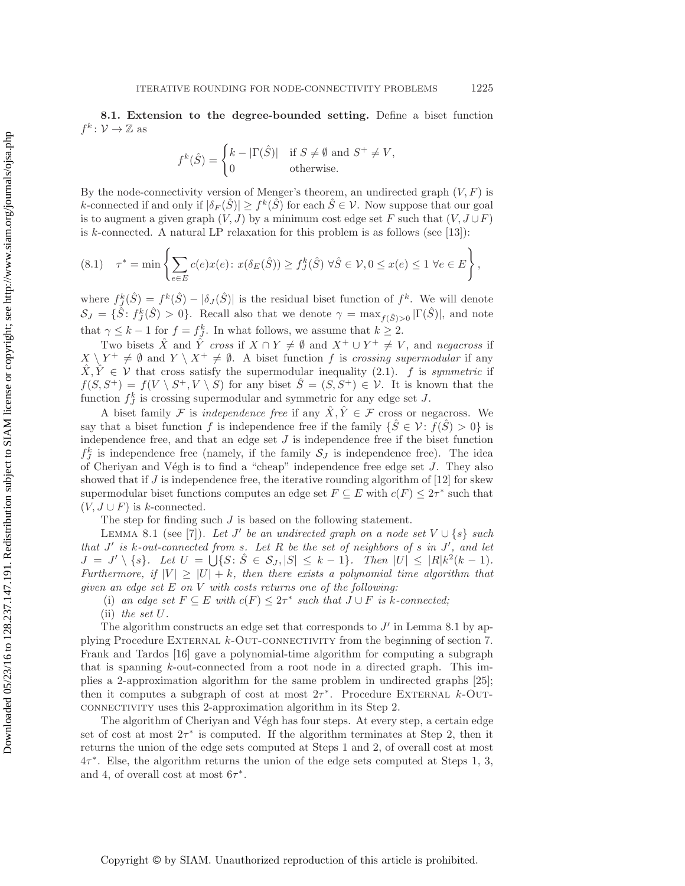**8.1. Extension to the degree-bounded setting.** Define a biset function $f^k\colon \mathcal{V} \to \mathbb{Z}$ as

$$f^k(\hat{S}) = \begin{cases} k - |\Gamma(\hat{S})| & \text{if } S \neq \emptyset \text{ and } S^+ \neq V, \\ 0 & \text{otherwise.} \end{cases}$$

By the node-connectivity version of Menger's theorem, an undirected graph $(V, F)$ is $k$-connected if and only if $|\delta_F(\hat{S})| \geq f^k(\hat{S})$ for each $\hat{S} \in \mathcal{V}$. Now suppose that our goal is to augment a given graph $(V, J)$ by a minimum cost edge set $F$ such that $(V, J \cup F)$ is $k$-connected. A natural LP relaxation for this problem is as follows (see [13]):

$$\tau^* = \min \left\{ \sum_{e \in E} c(e)x(e) \colon x(\delta_E(\hat{S})) \geq f^k_J(\hat{S}) \; \forall \hat{S} \in \mathcal{V}, 0 \leq x(e) \leq 1 \; \forall e \in E \right\}, \tag{8.1}$$

where $f^k_J(\hat{S}) = f^k(\hat{S}) - |\delta_J(\hat{S})|$ is the residual biset function of $f^k$. We will denote $\mathcal{S}_J = \{\hat{S} \colon f^k_J(\hat{S}) > 0\}$. Recall also that we denote $\gamma = \max_{f(\hat{S})>0} |\Gamma(\hat{S})|$, and note that $\gamma \leq k-1$ for $f = f^k_J$. In what follows, we assume that $k \geq 2$.

Two bisets $\hat{X}$ and $\hat{Y}$ *cross* if $X \cap Y \neq \emptyset$ and $X^+ \cup Y^+ \neq V$, and *negacross* if $X \setminus Y^+ \neq \emptyset$ and $Y \setminus X^+ \neq \emptyset$. A biset function $f$ is *crossing supermodular* if any $\hat{X}, \hat{Y} \in \mathcal{V}$ that cross satisfy the supermodular inequality (2.1). $f$ is *symmetric* if $f(S, S^+) = f(V \setminus S^+, V \setminus S)$ for any biset $\hat{S} = (S, S^+) \in \mathcal{V}$. It is known that the function $f^k_J$ is crossing supermodular and symmetric for any edge set $J$.

A biset family $\mathcal{F}$ is *independence free* if any $\hat{X}, \hat{Y} \in \mathcal{F}$ cross or negacross. We say that a biset function $f$ is independence free if the family $\{\hat{S} \in \mathcal{V} \colon f(\hat{S}) > 0\}$ is independence free, and that an edge set $J$ is independence free if the biset function $f^k_J$ is independence free (namely, if the family $\mathcal{S}_J$ is independence free). The idea of Cheriyan and Végh is to find a "cheap" independence free edge set $J$. They also showed that if $J$ is independence free, the iterative rounding algorithm of [12] for skew supermodular biset functions computes an edge set $F \subseteq E$ with $c(F) \leq 2\tau^*$ such that $(V, J \cup F)$ is $k$-connected.

The step for finding such $J$ is based on the following statement.

LEMMA 8.1 (see [7]). *Let $J'$ be an undirected graph on a node set $V \cup \{s\}$ such that $J'$ is $k$-out-connected from $s$. Let $R$ be the set of neighbors of $s$ in $J'$, and let $J = J' \setminus \{s\}$. Let $U = \bigcup\{S \colon \hat{S} \in \mathcal{S}_J, |S| \leq k-1\}$. Then $|U| \leq |R|k^2(k-1)$. Furthermore, if $|V| \geq |U| + k$, then there exists a polynomial time algorithm that given an edge set $E$ on $V$ with costs returns one of the following:*

(i) *an edge set $F \subseteq E$ with $c(F) \leq 2\tau^*$ such that $J \cup F$ is $k$-connected;*

(ii) *the set $U$.*

The algorithm constructs an edge set that corresponds to $J'$ in Lemma 8.1 by applying Procedure EXTERNAL $k$-OUT-CONNECTIVITY from the beginning of section 7. Frank and Tardos [16] gave a polynomial-time algorithm for computing a subgraph that is spanning $k$-out-connected from a root node in a directed graph. This implies a 2-approximation algorithm for the same problem in undirected graphs [25]; then it computes a subgraph of cost at most $2\tau^*$. Procedure EXTERNAL $k$-OUT-CONNECTIVITY uses this 2-approximation algorithm in its Step 2.

The algorithm of Cheriyan and Végh has four steps. At every step, a certain edge set of cost at most $2\tau^*$ is computed. If the algorithm terminates at Step 2, then it returns the union of the edge sets computed at Steps 1 and 2, of overall cost at most $4\tau^*$. Else, the algorithm returns the union of the edge sets computed at Steps 1, 3, and 4, of overall cost at most $6\tau^*$.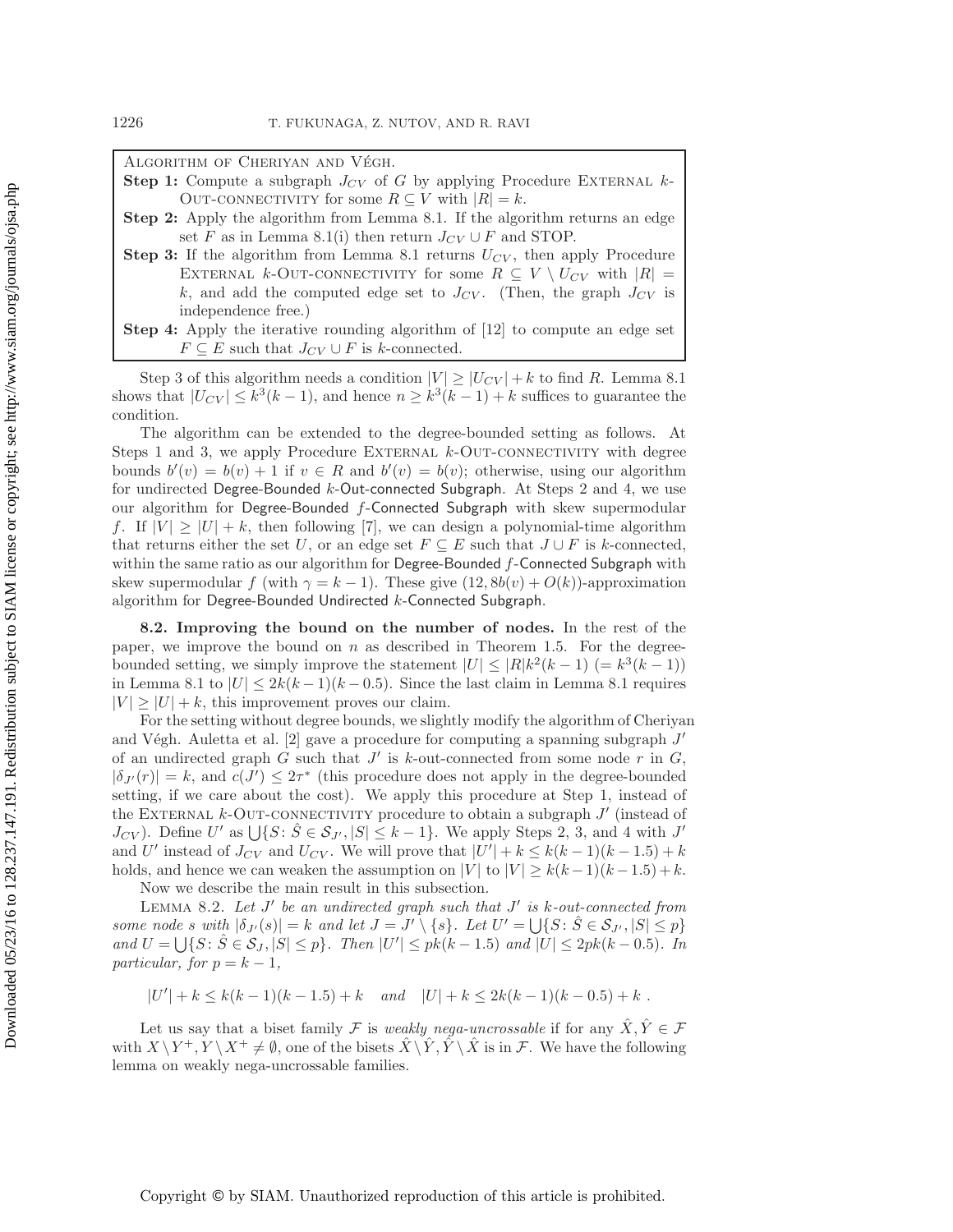**Algorithm of Cheriyan and Végh.**

**Step 1:** Compute a subgraph $J_{CV}$ of $G$ by applying Procedure External $k$-Out-connectivity for some $R \subseteq V$ with $|R| = k$.

**Step 2:** Apply the algorithm from Lemma 8.1. If the algorithm returns an edge set $F$ as in Lemma 8.1(i) then return $J_{CV} \cup F$ and STOP.

**Step 3:** If the algorithm from Lemma 8.1 returns $U_{CV}$, then apply Procedure External $k$-Out-connectivity for some $R \subseteq V \setminus U_{CV}$ with $|R| = k$, and add the computed edge set to $J_{CV}$. (Then, the graph $J_{CV}$ is independence free.)

**Step 4:** Apply the iterative rounding algorithm of [12] to compute an edge set $F \subseteq E$ such that $J_{CV} \cup F$ is $k$-connected.

Step 3 of this algorithm needs a condition $|V| \geq |U_{CV}| + k$ to find $R$. Lemma 8.1 shows that $|U_{CV}| \leq k^3(k-1)$, and hence $n \geq k^3(k-1) + k$ suffices to guarantee the condition.

The algorithm can be extended to the degree-bounded setting as follows. At Steps 1 and 3, we apply Procedure External $k$-Out-connectivity with degree bounds $b'(v) = b(v) + 1$ if $v \in R$ and $b'(v) = b(v)$; otherwise, using our algorithm for undirected Degree-Bounded $k$-Out-connected Subgraph. At Steps 2 and 4, we use our algorithm for Degree-Bounded $f$-Connected Subgraph with skew supermodular $f$. If $|V| \geq |U| + k$, then following [7], we can design a polynomial-time algorithm that returns either the set $U$, or an edge set $F \subseteq E$ such that $J \cup F$ is $k$-connected, within the same ratio as our algorithm for Degree-Bounded $f$-Connected Subgraph with skew supermodular $f$ (with $\gamma = k - 1$). These give $(12, 8b(v) + O(k))$-approximation algorithm for Degree-Bounded Undirected $k$-Connected Subgraph.

### 8.2. Improving the bound on the number of nodes.

In the rest of the paper, we improve the bound on $n$ as described in Theorem 1.5. For the degree-bounded setting, we simply improve the statement $|U| \leq |R|k^2(k-1)$ $(= k^3(k-1))$ in Lemma 8.1 to $|U| \leq 2k(k-1)(k-0.5)$. Since the last claim in Lemma 8.1 requires $|V| \geq |U| + k$, this improvement proves our claim.

For the setting without degree bounds, we slightly modify the algorithm of Cheriyan and Végh. Auletta et al. [2] gave a procedure for computing a spanning subgraph $J'$ of an undirected graph $G$ such that $J'$ is $k$-out-connected from some node $r$ in $G$, $|\delta_{J'}(r)| = k$, and $c(J') \leq 2\tau^*$ (this procedure does not apply in the degree-bounded setting, if we care about the cost). We apply this procedure at Step 1, instead of the External $k$-Out-connectivity procedure to obtain a subgraph $J'$ (instead of $J_{CV}$). Define $U'$ as $\bigcup\{S \colon \hat{S} \in \mathcal{S}_{J'}, |S| \leq k-1\}$. We apply Steps 2, 3, and 4 with $J'$ and $U'$ instead of $J_{CV}$ and $U_{CV}$. We will prove that $|U'| + k \leq k(k-1)(k-1.5) + k$ holds, and hence we can weaken the assumption on $|V|$ to $|V| \geq k(k-1)(k-1.5) + k$.

Now we describe the main result in this subsection.

Lemma 8.2. *Let $J'$ be an undirected graph such that $J'$ is $k$-out-connected from some node $s$ with $|\delta_{J'}(s)| = k$ and let $J = J' \setminus \{s\}$. Let $U' = \bigcup\{S \colon \hat{S} \in \mathcal{S}_{J'}, |S| \leq p\}$ and $U = \bigcup\{S \colon \hat{S} \in \mathcal{S}_J, |S| \leq p\}$. Then $|U'| \leq pk(k-1.5)$ and $|U| \leq 2pk(k-0.5)$. In particular, for $p = k-1$,*

$$|U'| + k \leq k(k-1)(k-1.5) + k \quad \text{and} \quad |U| + k \leq 2k(k-1)(k-0.5) + k \; .$$

Let us say that a biset family $\mathcal{F}$ is *weakly nega-uncrossable* if for any $\hat{X}, \hat{Y} \in \mathcal{F}$ with $X \setminus Y^+, Y \setminus X^+ \neq \emptyset$, one of the bisets $\hat{X} \setminus \hat{Y}, \hat{Y} \setminus \hat{X}$ is in $\mathcal{F}$. We have the following lemma on weakly nega-uncrossable families.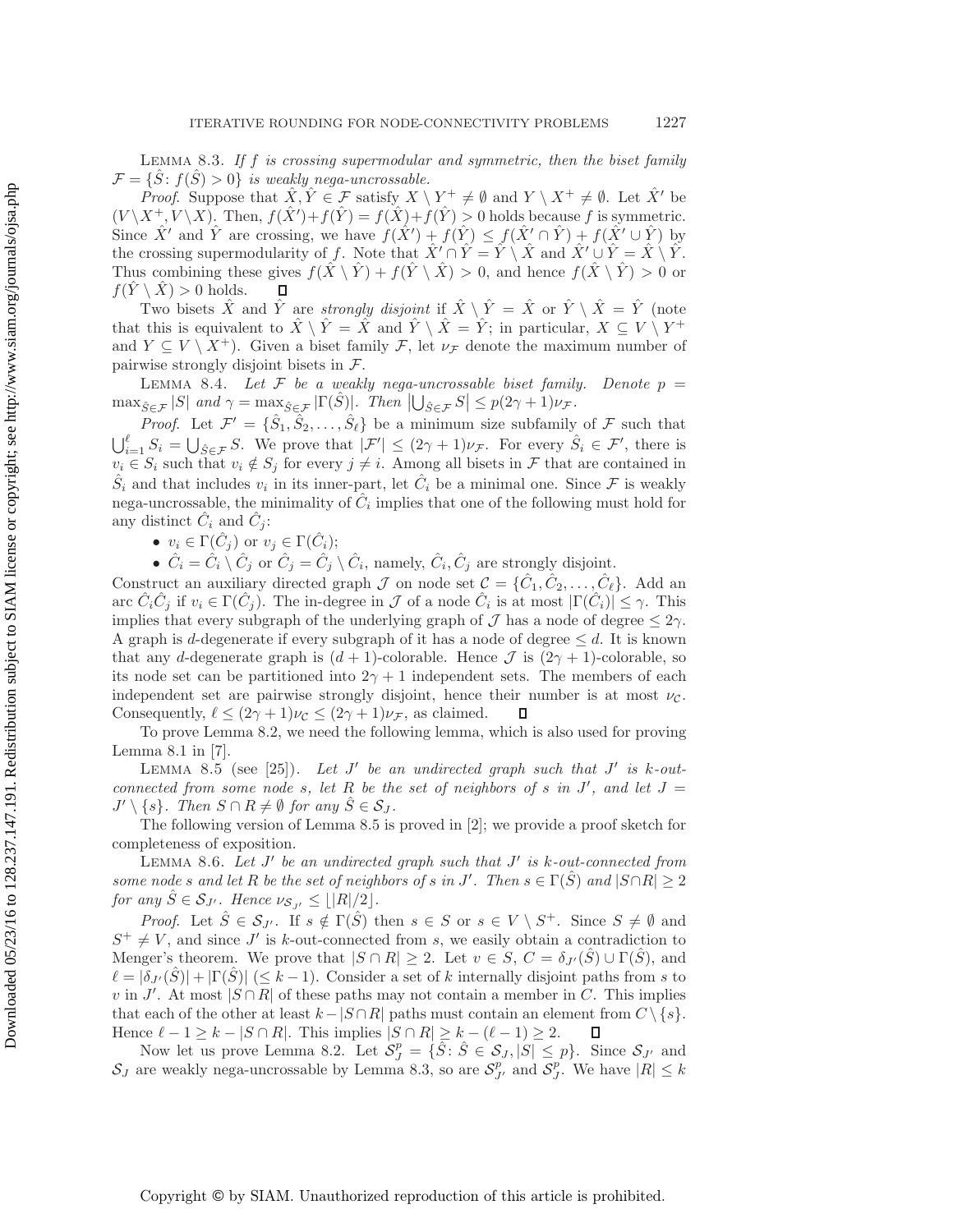LEMMA 8.3. *If $f$ is crossing supermodular and symmetric, then the biset family $\mathcal{F} = \{\hat{S}: f(\hat{S}) > 0\}$ is weakly nega-uncrossable.*

*Proof.* Suppose that $\hat{X}, \hat{Y} \in \mathcal{F}$ satisfy $X \setminus Y^+ \neq \emptyset$ and $Y \setminus X^+ \neq \emptyset$. Let $\hat{X}'$ be $(V \setminus X^+, V \setminus X)$. Then, $f(\hat{X}') + f(\hat{Y}) = f(\hat{X}) + f(\hat{Y}) > 0$ holds because $f$ is symmetric. Since $\hat{X}'$ and $\hat{Y}$ are crossing, we have $f(\hat{X}') + f(\hat{Y}) \leq f(\hat{X}' \cap \hat{Y}) + f(\hat{X}' \cup \hat{Y})$ by the crossing supermodularity of $f$. Note that $\hat{X}' \cap \hat{Y} = \hat{Y} \setminus \hat{X}$ and $\hat{X}' \cup \hat{Y} = \hat{X} \setminus \hat{Y}$. Thus combining these gives $f(\hat{X} \setminus \hat{Y}) + f(\hat{Y} \setminus \hat{X}) > 0$, and hence $f(\hat{X} \setminus \hat{Y}) > 0$ or $f(\hat{Y} \setminus \hat{X}) > 0$ holds. $\square$

Two bisets $\hat{X}$ and $\hat{Y}$ are *strongly disjoint* if $\hat{X} \setminus \hat{Y} = \hat{X}$ or $\hat{Y} \setminus \hat{X} = \hat{Y}$ (note that this is equivalent to $\hat{X} \setminus \hat{Y} = \hat{X}$ and $\hat{Y} \setminus \hat{X} = \hat{Y}$; in particular, $X \subseteq V \setminus Y^+$ and $Y \subseteq V \setminus X^+$). Given a biset family $\mathcal{F}$, let $\nu_{\mathcal{F}}$ denote the maximum number of pairwise strongly disjoint bisets in $\mathcal{F}$.

LEMMA 8.4. *Let $\mathcal{F}$ be a weakly nega-uncrossable biset family. Denote $p = \max_{\hat{S} \in \mathcal{F}} |S|$ and $\gamma = \max_{\hat{S} \in \mathcal{F}} |\Gamma(\hat{S})|$. Then $\left|\bigcup_{\hat{S} \in \mathcal{F}} S\right| \leq p(2\gamma + 1)\nu_{\mathcal{F}}$.*

*Proof.* Let $\mathcal{F}' = \{\hat{S}_1, \hat{S}_2, \ldots, \hat{S}_\ell\}$ be a minimum size subfamily of $\mathcal{F}$ such that $\bigcup_{i=1}^{\ell} S_i = \bigcup_{\hat{S} \in \mathcal{F}} S$. We prove that $|\mathcal{F}'| \leq (2\gamma + 1)\nu_{\mathcal{F}}$. For every $\hat{S}_i \in \mathcal{F}'$, there is $v_i \in S_i$ such that $v_i \notin S_j$ for every $j \neq i$. Among all bisets in $\mathcal{F}$ that are contained in $\hat{S}_i$ and that includes $v_i$ in its inner-part, let $\hat{C}_i$ be a minimal one. Since $\mathcal{F}$ is weakly nega-uncrossable, the minimality of $\hat{C}_i$ implies that one of the following must hold for any distinct $\hat{C}_i$ and $\hat{C}_j$:

- $v_i \in \Gamma(\hat{C}_j)$ or $v_j \in \Gamma(\hat{C}_i)$;
- $\hat{C}_i = \hat{C}_i \setminus \hat{C}_j$ or $\hat{C}_j = \hat{C}_j \setminus \hat{C}_i$, namely, $\hat{C}_i, \hat{C}_j$ are strongly disjoint.

Construct an auxiliary directed graph $\mathcal{J}$ on node set $\mathcal{C} = \{\hat{C}_1, \hat{C}_2, \ldots, \hat{C}_\ell\}$. Add an arc $\hat{C}_i\hat{C}_j$ if $v_i \in \Gamma(\hat{C}_j)$. The in-degree in $\mathcal{J}$ of a node $\hat{C}_i$ is at most $|\Gamma(\hat{C}_i)| \leq \gamma$. This implies that every subgraph of the underlying graph of $\mathcal{J}$ has a node of degree $\leq 2\gamma$. A graph is $d$-degenerate if every subgraph of it has a node of degree $\leq d$. It is known that any $d$-degenerate graph is $(d+1)$-colorable. Hence $\mathcal{J}$ is $(2\gamma + 1)$-colorable, so its node set can be partitioned into $2\gamma + 1$ independent sets. The members of each independent set are pairwise strongly disjoint, hence their number is at most $\nu_{\mathcal{C}}$. Consequently, $\ell \leq (2\gamma + 1)\nu_{\mathcal{C}} \leq (2\gamma + 1)\nu_{\mathcal{F}}$, as claimed. $\square$

To prove Lemma 8.2, we need the following lemma, which is also used for proving Lemma 8.1 in [7].

LEMMA 8.5 (see [25]). *Let $J'$ be an undirected graph such that $J'$ is $k$-out-connected from some node $s$, let $R$ be the set of neighbors of $s$ in $J'$, and let $J = J' \setminus \{s\}$. Then $S \cap R \neq \emptyset$ for any $\hat{S} \in \mathcal{S}_J$.*

The following version of Lemma 8.5 is proved in [2]; we provide a proof sketch for completeness of exposition.

LEMMA 8.6. *Let $J'$ be an undirected graph such that $J'$ is $k$-out-connected from some node $s$ and let $R$ be the set of neighbors of $s$ in $J'$. Then $s \in \Gamma(\hat{S})$ and $|S \cap R| \geq 2$ for any $\hat{S} \in \mathcal{S}_{J'}$. Hence $\nu_{\mathcal{S}_{J'}} \leq \lfloor |R|/2 \rfloor$.*

*Proof.* Let $\hat{S} \in \mathcal{S}_{J'}$. If $s \notin \Gamma(\hat{S})$ then $s \in S$ or $s \in V \setminus S^+$. Since $S \neq \emptyset$ and $S^+ \neq V$, and since $J'$ is $k$-out-connected from $s$, we easily obtain a contradiction to Menger's theorem. We prove that $|S \cap R| \geq 2$. Let $v \in S$, $C = \delta_{J'}(\hat{S}) \cup \Gamma(\hat{S})$, and $\ell = |\delta_{J'}(\hat{S})| + |\Gamma(\hat{S})|$ $(\leq k - 1)$. Consider a set of $k$ internally disjoint paths from $s$ to $v$ in $J'$. At most $|S \cap R|$ of these paths may not contain a member in $C$. This implies that each of the other at least $k - |S \cap R|$ paths must contain an element from $C \setminus \{s\}$. Hence $\ell - 1 \geq k - |S \cap R|$. This implies $|S \cap R| \geq k - (\ell - 1) \geq 2$. $\square$

Now let us prove Lemma 8.2. Let $\mathcal{S}_J^p = \{\hat{S}: \hat{S} \in \mathcal{S}_J, |S| \leq p\}$. Since $\mathcal{S}_{J'}$ and $\mathcal{S}_J$ are weakly nega-uncrossable by Lemma 8.3, so are $\mathcal{S}_{J'}^p$ and $\mathcal{S}_J^p$. We have $|R| \leq k$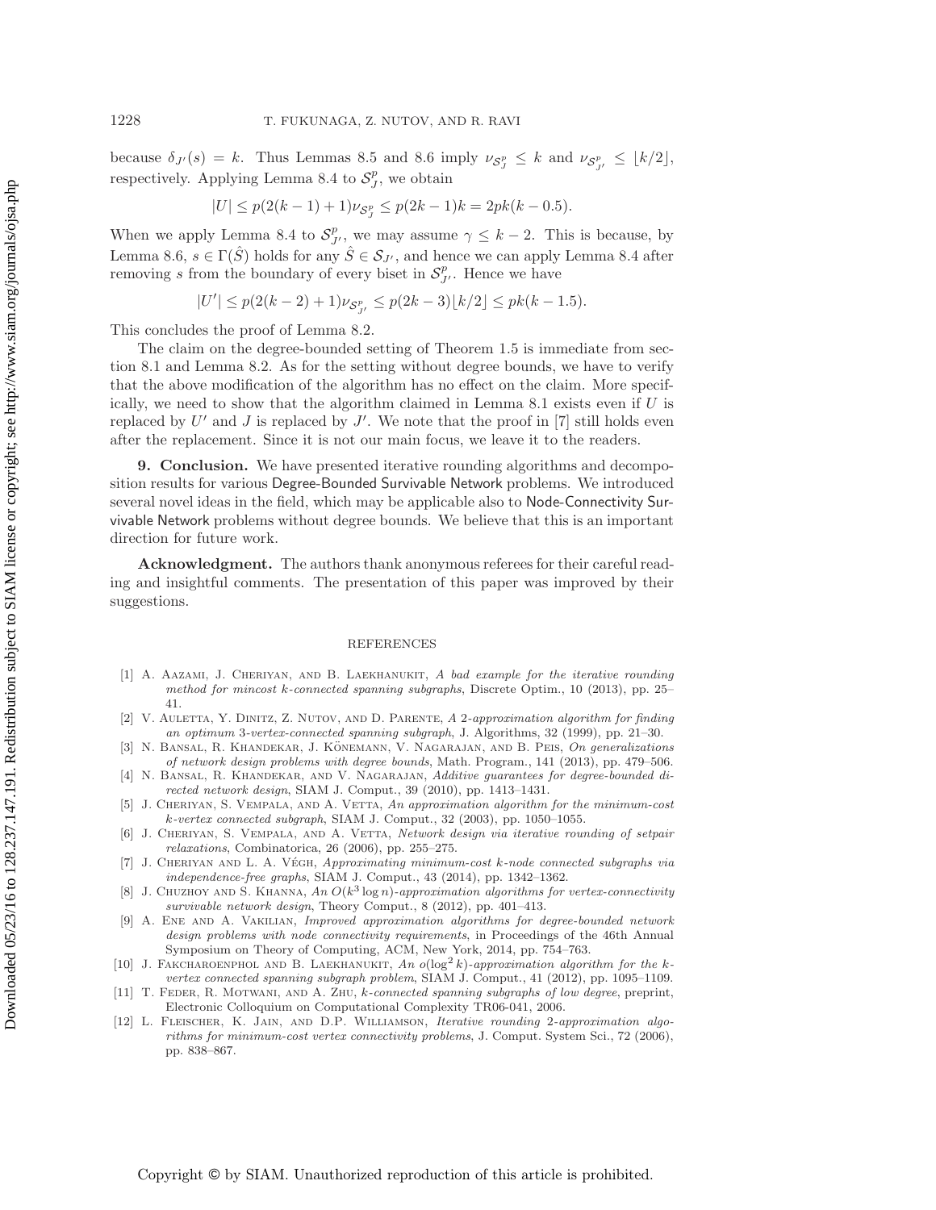because $\delta_{J'}(s) = k$. Thus Lemmas 8.5 and 8.6 imply $\nu_{\mathcal{S}_J^p} \leq k$ and $\nu_{\mathcal{S}_{J'}^p} \leq \lfloor k/2 \rfloor$, respectively. Applying Lemma 8.4 to $\mathcal{S}_J^p$, we obtain

$$|U| \leq p(2(k-1)+1)\nu_{\mathcal{S}_J^p} \leq p(2k-1)k = 2pk(k-0.5).$$

When we apply Lemma 8.4 to $\mathcal{S}_{J'}^p$, we may assume $\gamma \leq k-2$. This is because, by Lemma 8.6, $s \in \Gamma(\hat{S})$ holds for any $\hat{S} \in \mathcal{S}_{J'}$, and hence we can apply Lemma 8.4 after removing $s$ from the boundary of every biset in $\mathcal{S}_{J'}^p$. Hence we have

$$|U'| \leq p(2(k-2)+1)\nu_{\mathcal{S}_{J'}^p} \leq p(2k-3)\lfloor k/2 \rfloor \leq pk(k-1.5).$$

This concludes the proof of Lemma 8.2.

The claim on the degree-bounded setting of Theorem 1.5 is immediate from section 8.1 and Lemma 8.2. As for the setting without degree bounds, we have to verify that the above modification of the algorithm has no effect on the claim. More specifically, we need to show that the algorithm claimed in Lemma 8.1 exists even if $U$ is replaced by $U'$ and $J$ is replaced by $J'$. We note that the proof in [7] still holds even after the replacement. Since it is not our main focus, we leave it to the readers.

## 9. Conclusion.

We have presented iterative rounding algorithms and decomposition results for various Degree-Bounded Survivable Network problems. We introduced several novel ideas in the field, which may be applicable also to Node-Connectivity Survivable Network problems without degree bounds. We believe that this is an important direction for future work.

**Acknowledgment.** The authors thank anonymous referees for their careful reading and insightful comments. The presentation of this paper was improved by their suggestions.

## REFERENCES

[1] A. Aazami, J. Cheriyan, and B. Laekhanukit, *A bad example for the iterative rounding method for mincost k-connected spanning subgraphs*, Discrete Optim., 10 (2013), pp. 25–41.

[2] V. Auletta, Y. Dinitz, Z. Nutov, and D. Parente, *A 2-approximation algorithm for finding an optimum 3-vertex-connected spanning subgraph*, J. Algorithms, 32 (1999), pp. 21–30.

[3] N. Bansal, R. Khandekar, J. Könemann, V. Nagarajan, and B. Peis, *On generalizations of network design problems with degree bounds*, Math. Program., 141 (2013), pp. 479–506.

[4] N. Bansal, R. Khandekar, and V. Nagarajan, *Additive guarantees for degree-bounded directed network design*, SIAM J. Comput., 39 (2010), pp. 1413–1431.

[5] J. Cheriyan, S. Vempala, and A. Vetta, *An approximation algorithm for the minimum-cost k-vertex connected subgraph*, SIAM J. Comput., 32 (2003), pp. 1050–1055.

[6] J. Cheriyan, S. Vempala, and A. Vetta, *Network design via iterative rounding of setpair relaxations*, Combinatorica, 26 (2006), pp. 255–275.

[7] J. Cheriyan and L. A. Végh, *Approximating minimum-cost k-node connected subgraphs via independence-free graphs*, SIAM J. Comput., 43 (2014), pp. 1342–1362.

[8] J. Chuzhoy and S. Khanna, *An $O(k^3 \log n)$-approximation algorithms for vertex-connectivity survivable network design*, Theory Comput., 8 (2012), pp. 401–413.

[9] A. Ene and A. Vakilian, *Improved approximation algorithms for degree-bounded network design problems with node connectivity requirements*, in Proceedings of the 46th Annual Symposium on Theory of Computing, ACM, New York, 2014, pp. 754–763.

[10] J. Fakcharoenphol and B. Laekhanukit, *An $o(\log^2 k)$-approximation algorithm for the k-vertex connected spanning subgraph problem*, SIAM J. Comput., 41 (2012), pp. 1095–1109.

[11] T. Feder, R. Motwani, and A. Zhu, *k-connected spanning subgraphs of low degree*, preprint, Electronic Colloquium on Computational Complexity TR06-041, 2006.

[12] L. Fleischer, K. Jain, and D.P. Williamson, *Iterative rounding 2-approximation algorithms for minimum-cost vertex connectivity problems*, J. Comput. System Sci., 72 (2006), pp. 838–867.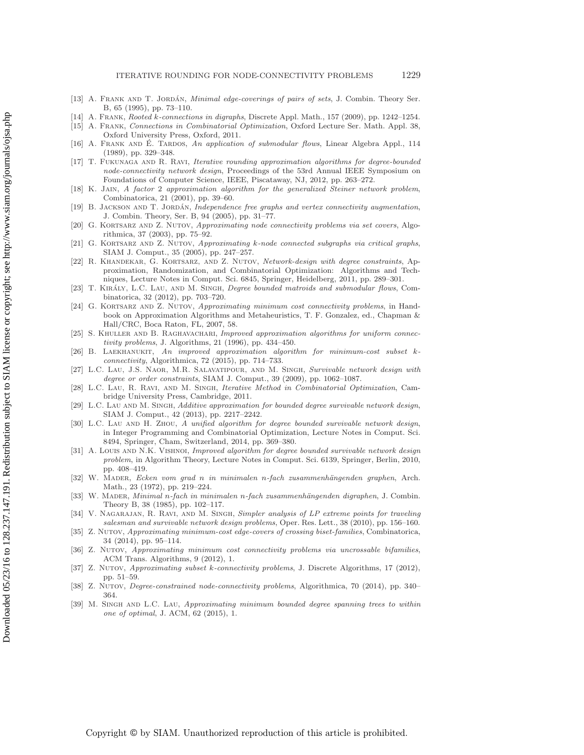[13] A. Frank and T. Jordán, *Minimal edge-coverings of pairs of sets*, J. Combin. Theory Ser. B, 65 (1995), pp. 73–110.

[14] A. Frank, *Rooted k-connections in digraphs*, Discrete Appl. Math., 157 (2009), pp. 1242–1254.

[15] A. Frank, *Connections in Combinatorial Optimization*, Oxford Lecture Ser. Math. Appl. 38, Oxford University Press, Oxford, 2011.

[16] A. Frank and É. Tardos, *An application of submodular flows*, Linear Algebra Appl., 114 (1989), pp. 329–348.

[17] T. Fukunaga and R. Ravi, *Iterative rounding approximation algorithms for degree-bounded node-connectivity network design*, Proceedings of the 53rd Annual IEEE Symposium on Foundations of Computer Science, IEEE, Piscataway, NJ, 2012, pp. 263–272.

[18] K. Jain, *A factor 2 approximation algorithm for the generalized Steiner network problem*, Combinatorica, 21 (2001), pp. 39–60.

[19] B. Jackson and T. Jordán, *Independence free graphs and vertex connectivity augmentation*, J. Combin. Theory, Ser. B, 94 (2005), pp. 31–77.

[20] G. Kortsarz and Z. Nutov, *Approximating node connectivity problems via set covers*, Algorithmica, 37 (2003), pp. 75–92.

[21] G. Kortsarz and Z. Nutov, *Approximating k-node connected subgraphs via critical graphs*, SIAM J. Comput., 35 (2005), pp. 247–257.

[22] R. Khandekar, G. Kortsarz, and Z. Nutov, *Network-design with degree constraints*, Approximation, Randomization, and Combinatorial Optimization: Algorithms and Techniques, Lecture Notes in Comput. Sci. 6845, Springer, Heidelberg, 2011, pp. 289–301.

[23] T. Király, L.C. Lau, and M. Singh, *Degree bounded matroids and submodular flows*, Combinatorica, 32 (2012), pp. 703–720.

[24] G. Kortsarz and Z. Nutov, *Approximating minimum cost connectivity problems*, in Handbook on Approximation Algorithms and Metaheuristics, T. F. Gonzalez, ed., Chapman & Hall/CRC, Boca Raton, FL, 2007, 58.

[25] S. Khuller and B. Raghavachari, *Improved approximation algorithms for uniform connectivity problems*, J. Algorithms, 21 (1996), pp. 434–450.

[26] B. Laekhanukit, *An improved approximation algorithm for minimum-cost subset k-connectivity*, Algorithmica, 72 (2015), pp. 714–733.

[27] L.C. Lau, J.S. Naor, M.R. Salavatipour, and M. Singh, *Survivable network design with degree or order constraints*, SIAM J. Comput., 39 (2009), pp. 1062–1087.

[28] L.C. Lau, R. Ravi, and M. Singh, *Iterative Method in Combinatorial Optimization*, Cambridge University Press, Cambridge, 2011.

[29] L.C. Lau and M. Singh, *Additive approximation for bounded degree survivable network design*, SIAM J. Comput., 42 (2013), pp. 2217–2242.

[30] L.C. Lau and H. Zhou, *A unified algorithm for degree bounded survivable network design*, in Integer Programming and Combinatorial Optimization, Lecture Notes in Comput. Sci. 8494, Springer, Cham, Switzerland, 2014, pp. 369–380.

[31] A. Louis and N.K. Vishnoi, *Improved algorithm for degree bounded survivable network design problem*, in Algorithm Theory, Lecture Notes in Comput. Sci. 6139, Springer, Berlin, 2010, pp. 408–419.

[32] W. Mader, *Ecken vom grad n in minimalen n-fach zusammenhängenden graphen*, Arch. Math., 23 (1972), pp. 219–224.

[33] W. Mader, *Minimal n-fach in minimalen n-fach zusammenhängenden digraphen*, J. Combin. Theory B, 38 (1985), pp. 102–117.

[34] V. Nagarajan, R. Ravi, and M. Singh, *Simpler analysis of LP extreme points for traveling salesman and survivable network design problems*, Oper. Res. Lett., 38 (2010), pp. 156–160.

[35] Z. Nutov, *Approximating minimum-cost edge-covers of crossing biset-families*, Combinatorica, 34 (2014), pp. 95–114.

[36] Z. Nutov, *Approximating minimum cost connectivity problems via uncrossable bifamilies*, ACM Trans. Algorithms, 9 (2012), 1.

[37] Z. Nutov, *Approximating subset k-connectivity problems*, J. Discrete Algorithms, 17 (2012), pp. 51–59.

[38] Z. Nutov, *Degree-constrained node-connectivity problems*, Algorithmica, 70 (2014), pp. 340–364.

[39] M. Singh and L.C. Lau, *Approximating minimum bounded degree spanning trees to within one of optimal*, J. ACM, 62 (2015), 1.